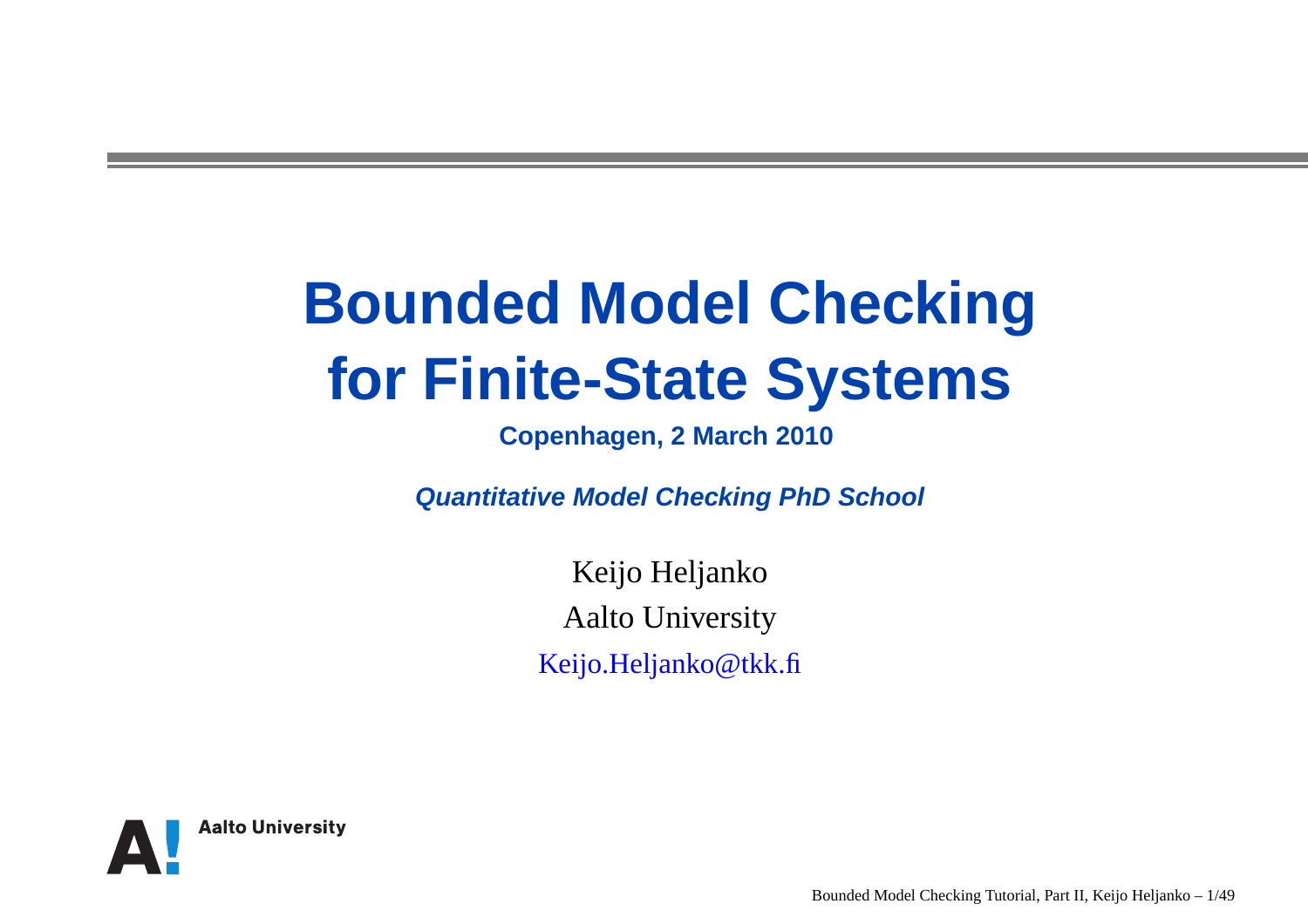# Bounded Model Checking for Finite-State Systems

**Copenhagen, 2 March 2010**

***Quantitative Model Checking PhD School***

Keijo Heljanko

Aalto University

Keijo.Heljanko@tkk.fi

Aalto University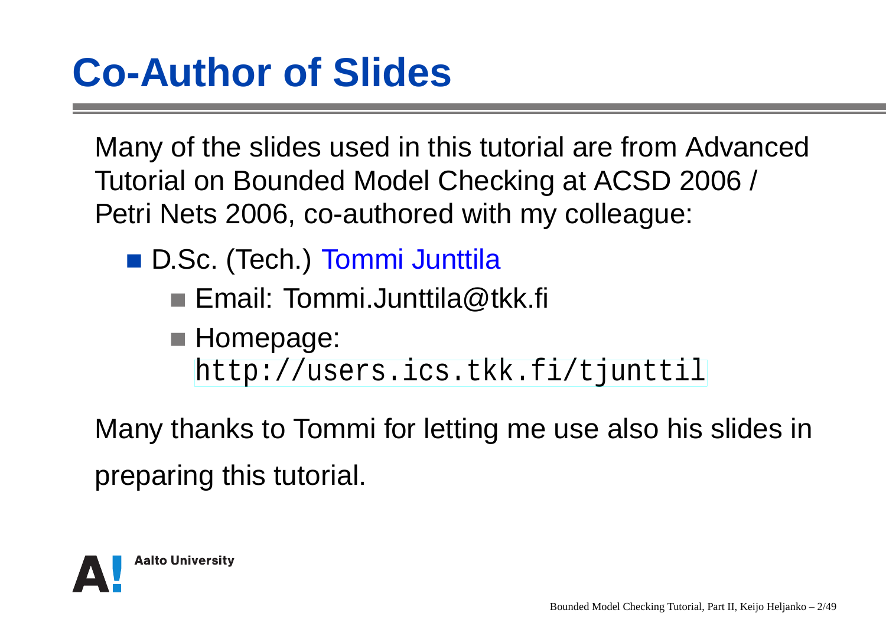# Co-Author of Slides

Many of the slides used in this tutorial are from Advanced Tutorial on Bounded Model Checking at ACSD 2006 / Petri Nets 2006, co-authored with my colleague:

- D.Sc. (Tech.) Tommi Junttila
  - Email: Tommi.Junttila@tkk.fi
  - Homepage: `http://users.ics.tkk.fi/tjunttil`

Many thanks to Tommi for letting me use also his slides in preparing this tutorial.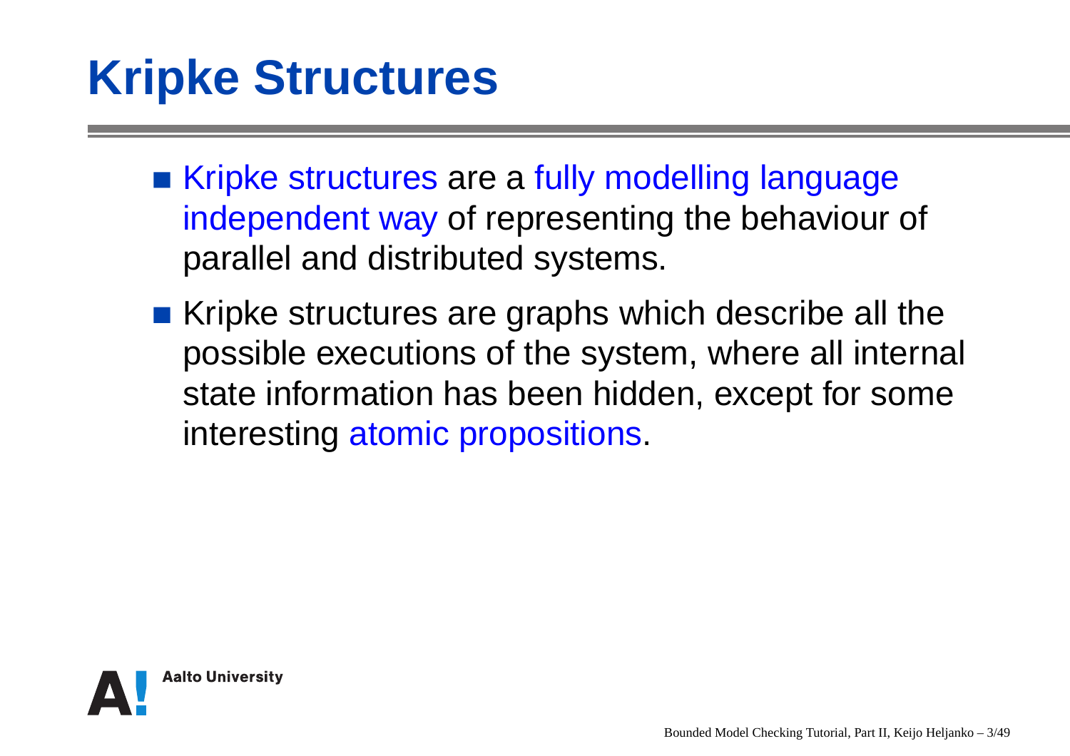# Kripke Structures

- Kripke structures are a fully modelling language independent way of representing the behaviour of parallel and distributed systems.
- Kripke structures are graphs which describe all the possible executions of the system, where all internal state information has been hidden, except for some interesting atomic propositions.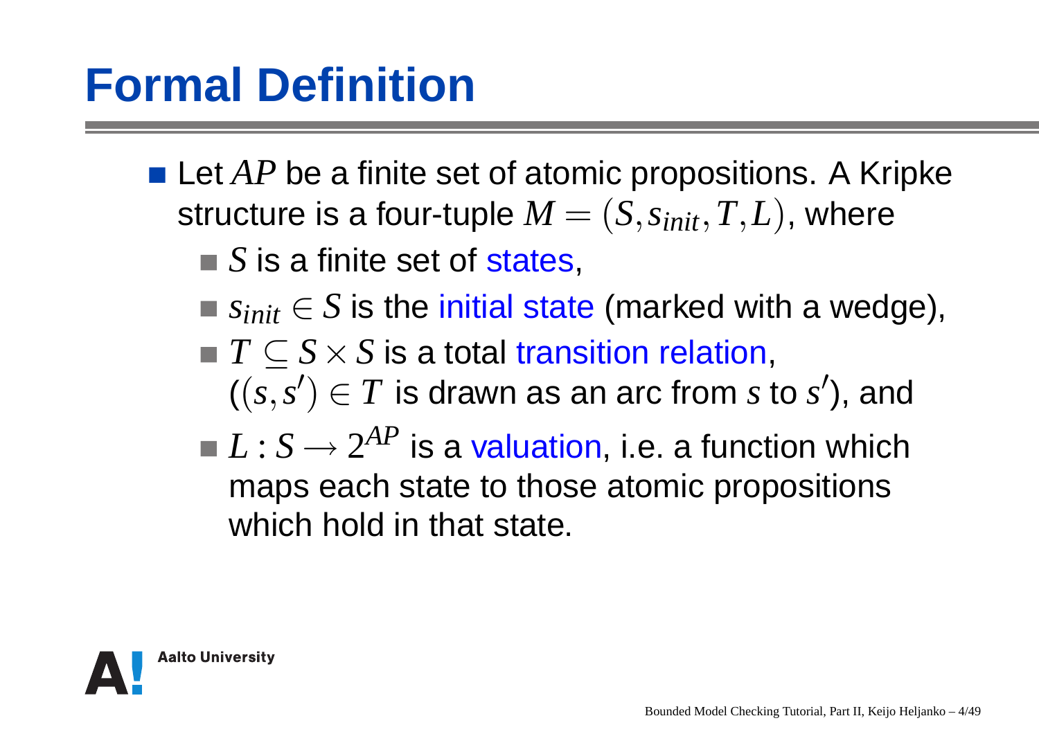# Formal Definition

- Let $AP$ be a finite set of atomic propositions. A Kripke structure is a four-tuple $M = (S, s_{init}, T, L)$, where
  - $S$ is a finite set of states,
  - $s_{init} \in S$ is the initial state (marked with a wedge),
  - $T \subseteq S \times S$ is a total transition relation, ($(s, s') \in T$ is drawn as an arc from $s$ to $s'$), and
  - $L : S \rightarrow 2^{AP}$ is a valuation, i.e. a function which maps each state to those atomic propositions which hold in that state.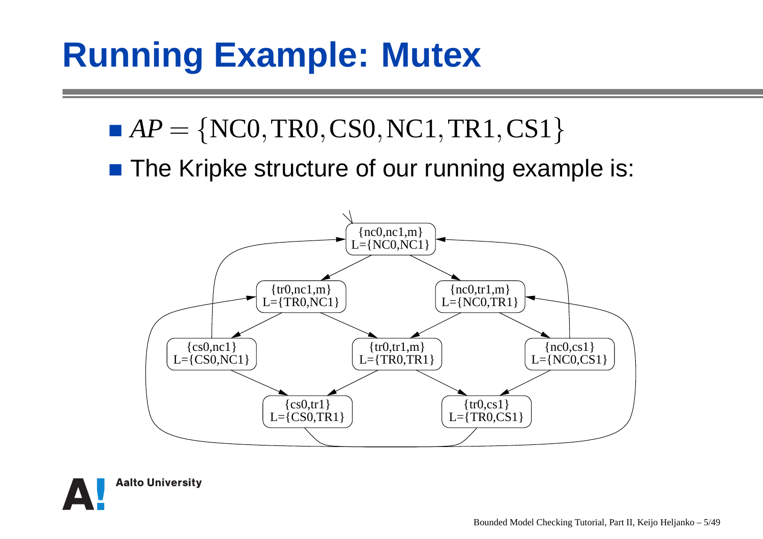# Running Example: Mutex

- $AP = \{\mathrm{NC0}, \mathrm{TR0}, \mathrm{CS0}, \mathrm{NC1}, \mathrm{TR1}, \mathrm{CS1}\}$
- The Kripke structure of our running example is:

{nc0,nc1,m}
L={NC0,NC1}

{tr0,nc1,m}
L={TR0,NC1}

{nc0,tr1,m}
L={NC0,TR1}

{cs0,nc1}
L={CS0,NC1}

{tr0,tr1,m}
L={TR0,TR1}

{nc0,cs1}
L={NC0,CS1}

{cs0,tr1}
L={CS0,TR1}

{tr0,cs1}
L={TR0,CS1}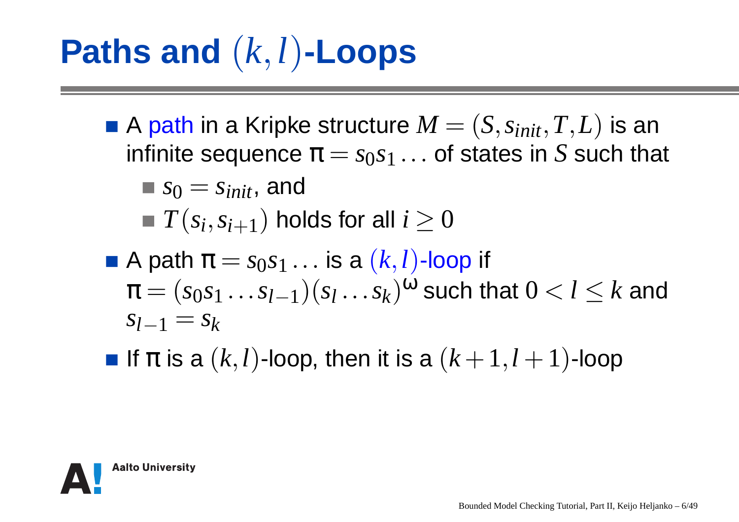# Paths and $(k,l)$-Loops

- A path in a Kripke structure $M = (S, s_{init}, T, L)$ is an infinite sequence $\pi = s_0 s_1 \ldots$ of states in $S$ such that
  - $s_0 = s_{init}$, and
  - $T(s_i, s_{i+1})$ holds for all $i \geq 0$
- A path $\pi = s_0 s_1 \ldots$ is a $(k,l)$-loop if $\pi = (s_0 s_1 \ldots s_{l-1})(s_l \ldots s_k)^{\omega}$ such that $0 < l \leq k$ and $s_{l-1} = s_k$
- If $\pi$ is a $(k,l)$-loop, then it is a $(k+1, l+1)$-loop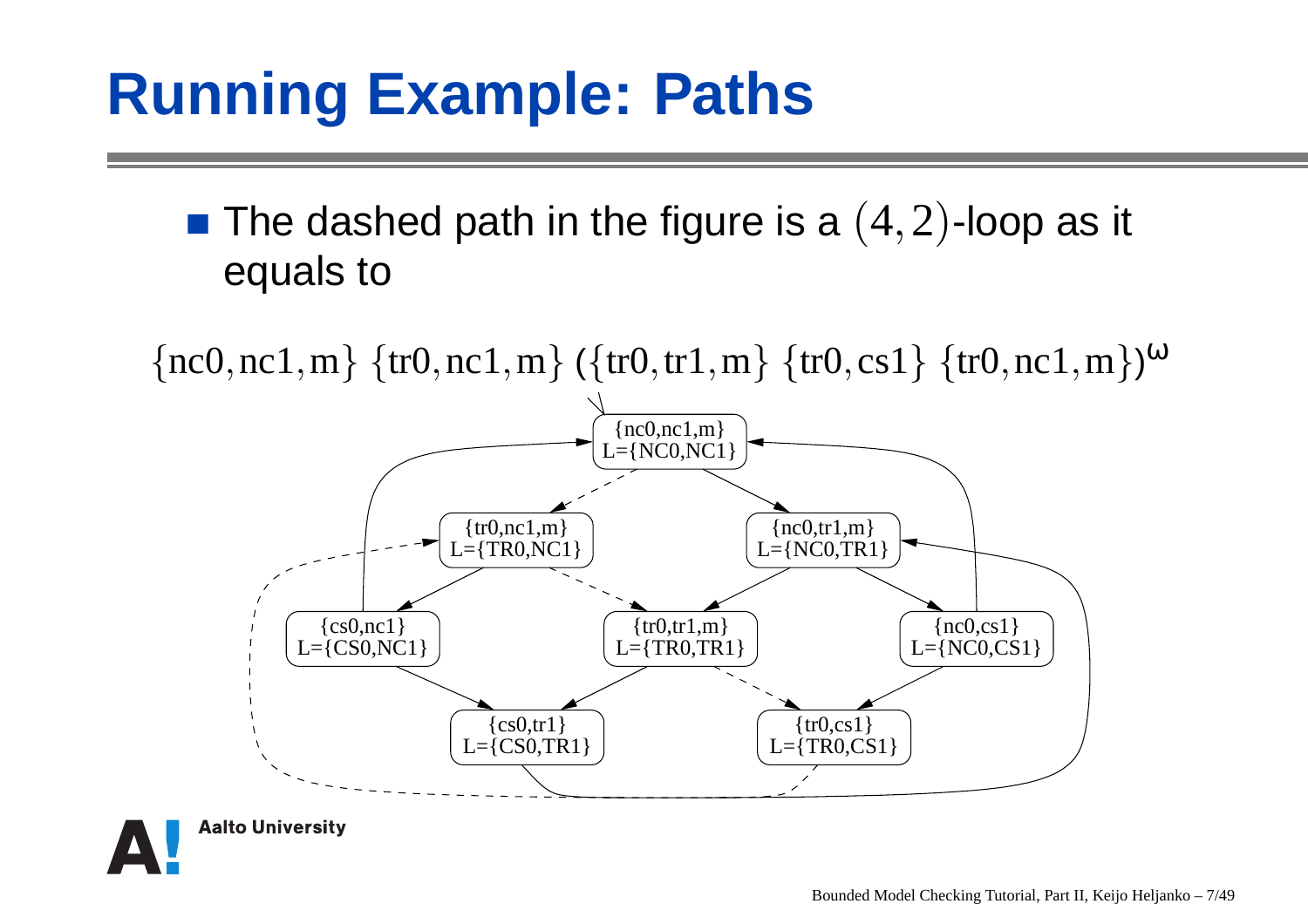# Running Example: Paths

- The dashed path in the figure is a $(4, 2)$-loop as it equals to

$$\{\text{nc0}, \text{nc1}, \text{m}\}\ \{\text{tr0}, \text{nc1}, \text{m}\}\ (\{\text{tr0}, \text{tr1}, \text{m}\}\ \{\text{tr0}, \text{cs1}\}\ \{\text{tr0}, \text{nc1}, \text{m}\})^{\omega}$$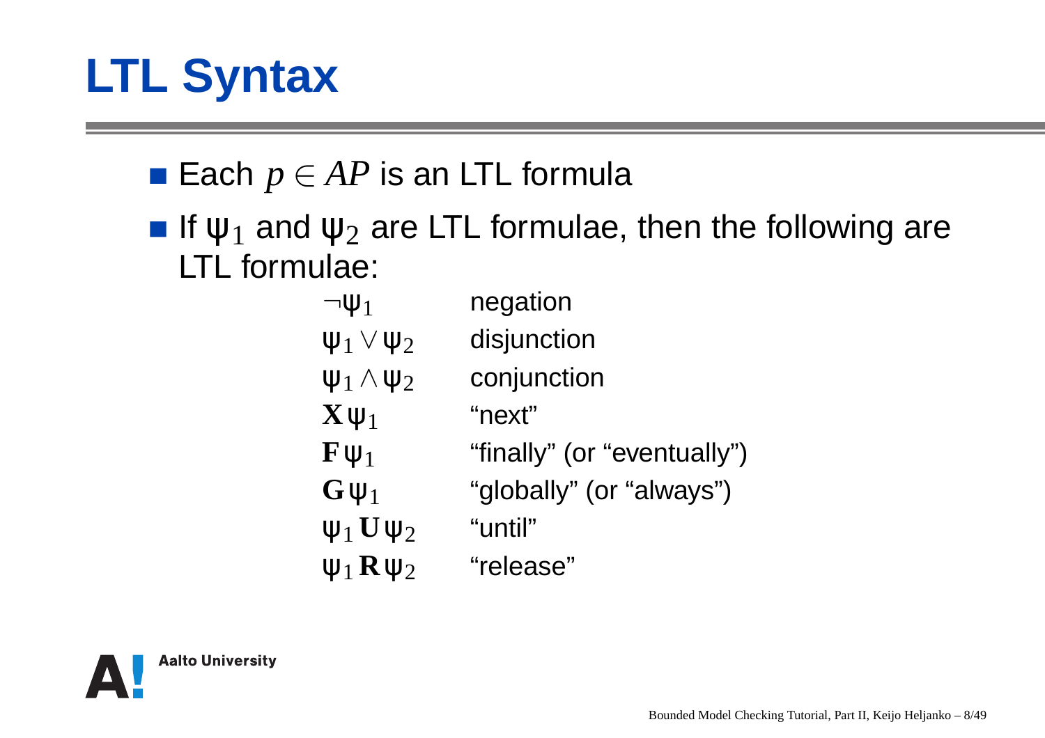# LTL Syntax

- Each $p \in AP$ is an LTL formula
- If $\psi_1$ and $\psi_2$ are LTL formulae, then the following are LTL formulae:

| | |
|---|---|
| $\neg \psi_1$ | negation |
| $\psi_1 \vee \psi_2$ | disjunction |
| $\psi_1 \wedge \psi_2$ | conjunction |
| $\mathbf{X}\, \psi_1$ | “next” |
| $\mathbf{F}\, \psi_1$ | “finally” (or “eventually”) |
| $\mathbf{G}\, \psi_1$ | “globally” (or “always”) |
| $\psi_1\, \mathbf{U}\, \psi_2$ | “until” |
| $\psi_1\, \mathbf{R}\, \psi_2$ | “release” |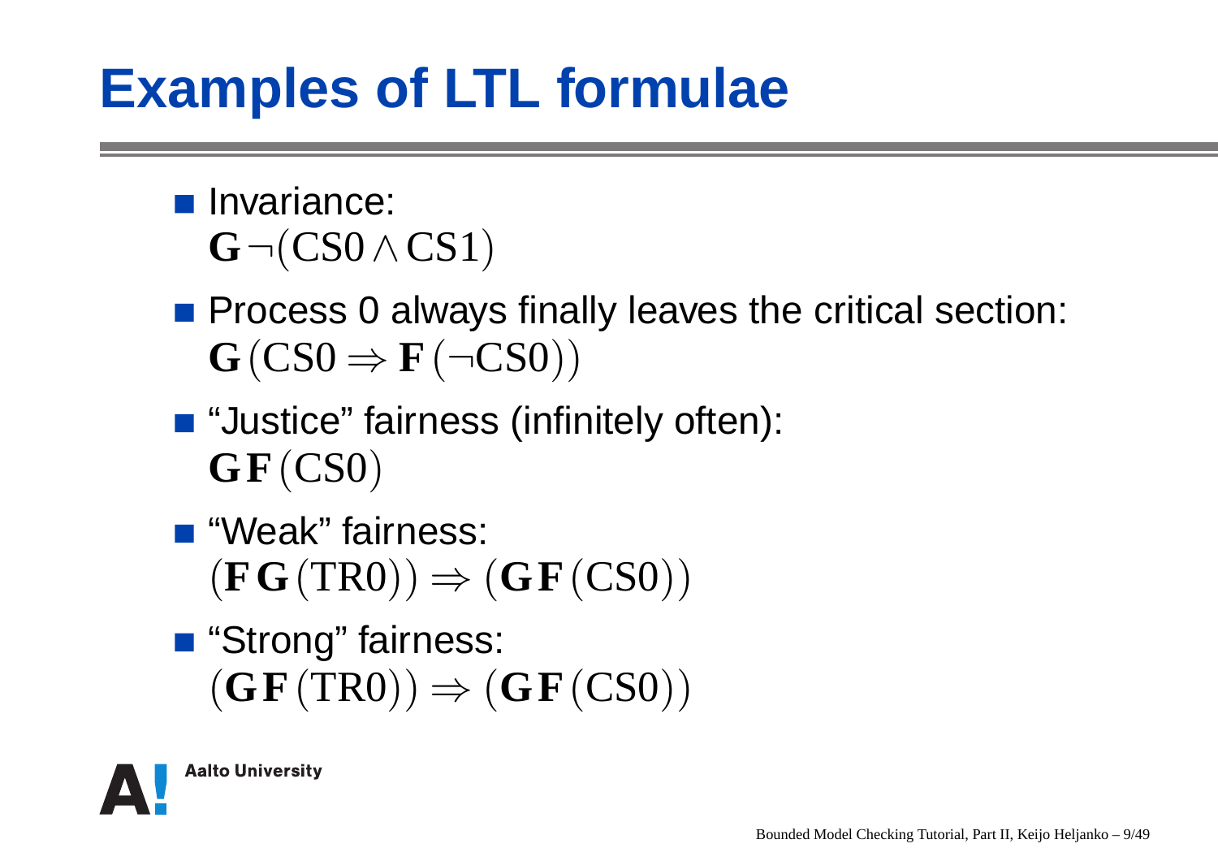# Examples of LTL formulae

- Invariance:
  $\mathbf{G}\,\neg(\mathrm{CS0} \wedge \mathrm{CS1})$
- Process 0 always finally leaves the critical section:
  $\mathbf{G}\,(\mathrm{CS0} \Rightarrow \mathbf{F}\,(\neg\mathrm{CS0}))$
- “Justice” fairness (infinitely often):
  $\mathbf{G}\,\mathbf{F}\,(\mathrm{CS0})$
- “Weak” fairness:
  $(\mathbf{F}\,\mathbf{G}\,(\mathrm{TR0})) \Rightarrow (\mathbf{G}\,\mathbf{F}\,(\mathrm{CS0}))$
- “Strong” fairness:
  $(\mathbf{G}\,\mathbf{F}\,(\mathrm{TR0})) \Rightarrow (\mathbf{G}\,\mathbf{F}\,(\mathrm{CS0}))$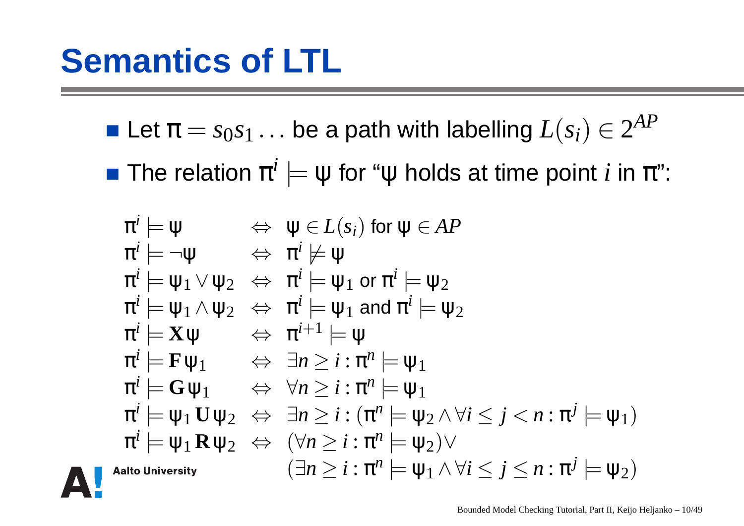# Semantics of LTL

- Let $\pi = s_0 s_1 \ldots$ be a path with labelling $L(s_i) \in 2^{AP}$
- The relation $\pi^i \models \psi$ for "$\psi$ holds at time point $i$ in $\pi$":

$$
\begin{array}{lcl}
\pi^i \models \psi & \Leftrightarrow & \psi \in L(s_i) \text{ for } \psi \in AP \\
\pi^i \models \neg\psi & \Leftrightarrow & \pi^i \not\models \psi \\
\pi^i \models \psi_1 \vee \psi_2 & \Leftrightarrow & \pi^i \models \psi_1 \text{ or } \pi^i \models \psi_2 \\
\pi^i \models \psi_1 \wedge \psi_2 & \Leftrightarrow & \pi^i \models \psi_1 \text{ and } \pi^i \models \psi_2 \\
\pi^i \models \mathbf{X}\psi & \Leftrightarrow & \pi^{i+1} \models \psi \\
\pi^i \models \mathbf{F}\psi_1 & \Leftrightarrow & \exists n \geq i : \pi^n \models \psi_1 \\
\pi^i \models \mathbf{G}\psi_1 & \Leftrightarrow & \forall n \geq i : \pi^n \models \psi_1 \\
\pi^i \models \psi_1 \mathbf{U} \psi_2 & \Leftrightarrow & \exists n \geq i : (\pi^n \models \psi_2 \wedge \forall i \leq j < n : \pi^j \models \psi_1) \\
\pi^i \models \psi_1 \mathbf{R} \psi_2 & \Leftrightarrow & (\forall n \geq i : \pi^n \models \psi_2) \vee \\
 & & (\exists n \geq i : \pi^n \models \psi_1 \wedge \forall i \leq j \leq n : \pi^j \models \psi_2)
\end{array}
$$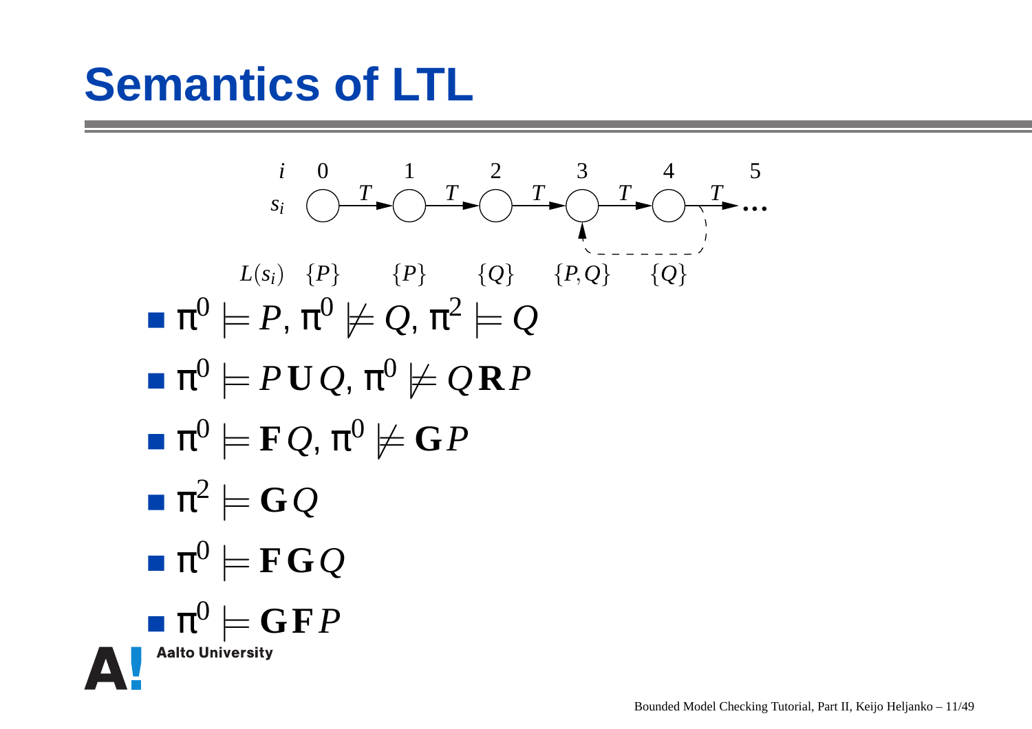# Semantics of LTL

| $i$ | 0 | 1 | 2 | 3 | 4 | 5 |
|---|---|---|---|---|---|---|
| $L(s_i)$ | $\{P\}$ | $\{P\}$ | $\{Q\}$ | $\{P,Q\}$ | $\{Q\}$ | ... |

- $\pi^0 \models P$, $\pi^0 \not\models Q$, $\pi^2 \models Q$
- $\pi^0 \models P \, \mathbf{U} \, Q$, $\pi^0 \not\models Q \, \mathbf{R} \, P$
- $\pi^0 \models \mathbf{F} \, Q$, $\pi^0 \not\models \mathbf{G} \, P$
- $\pi^2 \models \mathbf{G} \, Q$
- $\pi^0 \models \mathbf{F} \, \mathbf{G} \, Q$
- $\pi^0 \models \mathbf{G} \, \mathbf{F} \, P$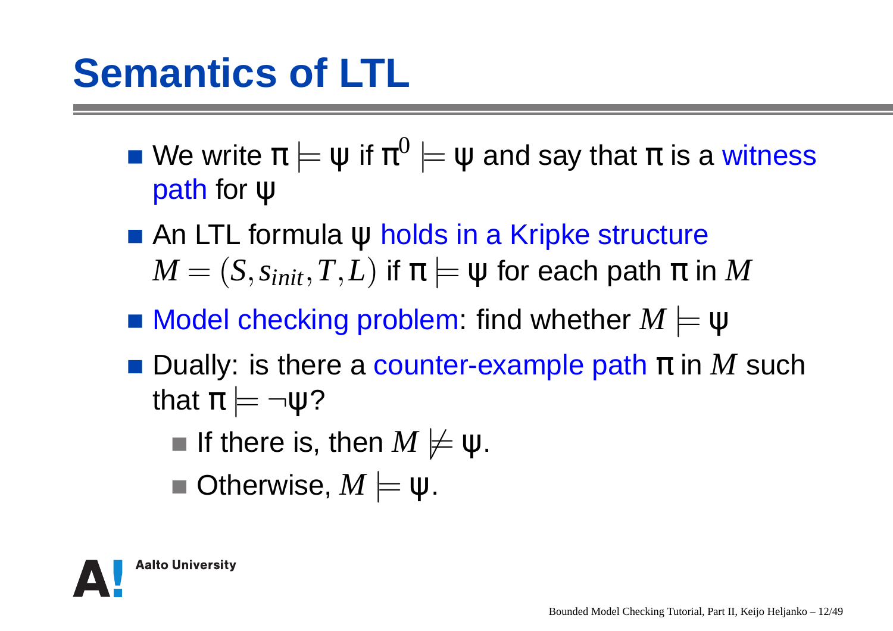# Semantics of LTL

- We write $\pi \models \psi$ if $\pi^0 \models \psi$ and say that $\pi$ is a witness path for $\psi$
- An LTL formula $\psi$ holds in a Kripke structure $M = (S, s_{init}, T, L)$ if $\pi \models \psi$ for each path $\pi$ in $M$
- Model checking problem: find whether $M \models \psi$
- Dually: is there a counter-example path $\pi$ in $M$ such that $\pi \models \neg\psi$?
  - If there is, then $M \not\models \psi$.
  - Otherwise, $M \models \psi$.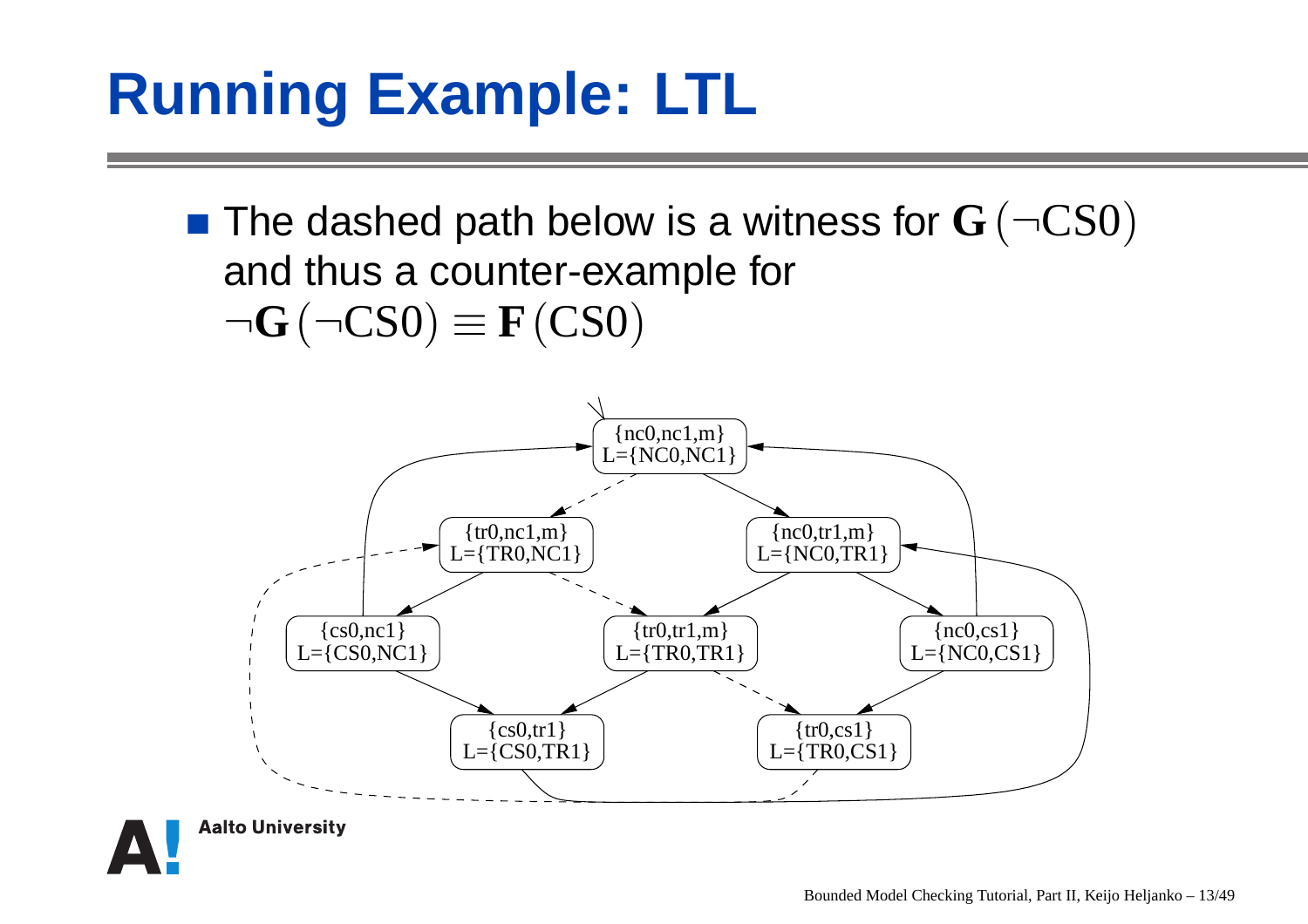# Running Example: LTL

- The dashed path below is a witness for $\mathbf{G}(\neg \mathrm{CS0})$ and thus a counter-example for $\neg \mathbf{G}(\neg \mathrm{CS0}) \equiv \mathbf{F}(\mathrm{CS0})$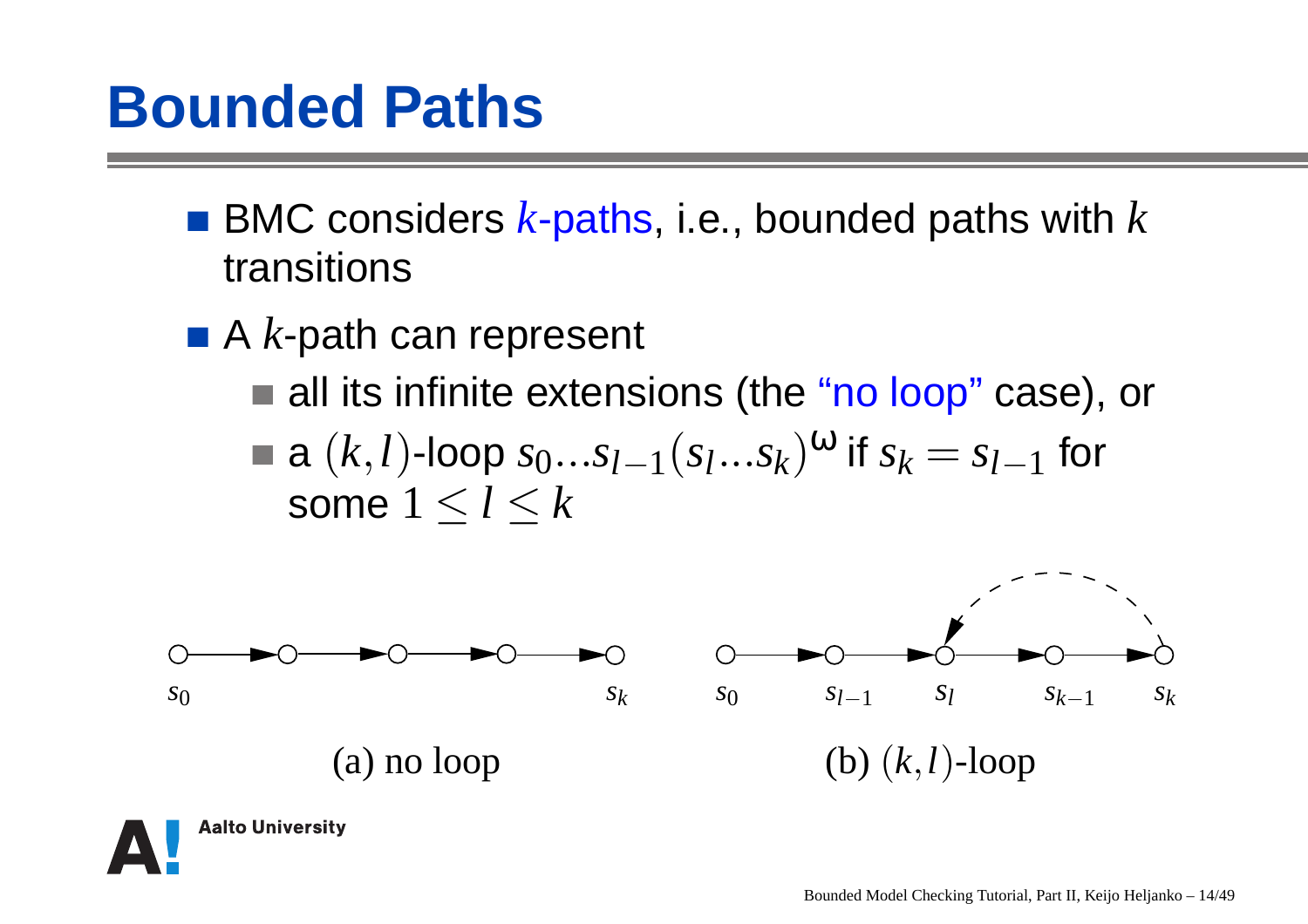# Bounded Paths

- BMC considers $k$-paths, i.e., bounded paths with $k$ transitions
- A $k$-path can represent
  - all its infinite extensions (the "no loop" case), or
  - a $(k,l)$-loop $s_0 \ldots s_{l-1}(s_l \ldots s_k)^\omega$ if $s_k = s_{l-1}$ for some $1 \leq l \leq k$

$s_0$ $s_k$

(a) no loop

$s_0$ $s_{l-1}$ $s_l$ $s_{k-1}$ $s_k$

(b) $(k,l)$-loop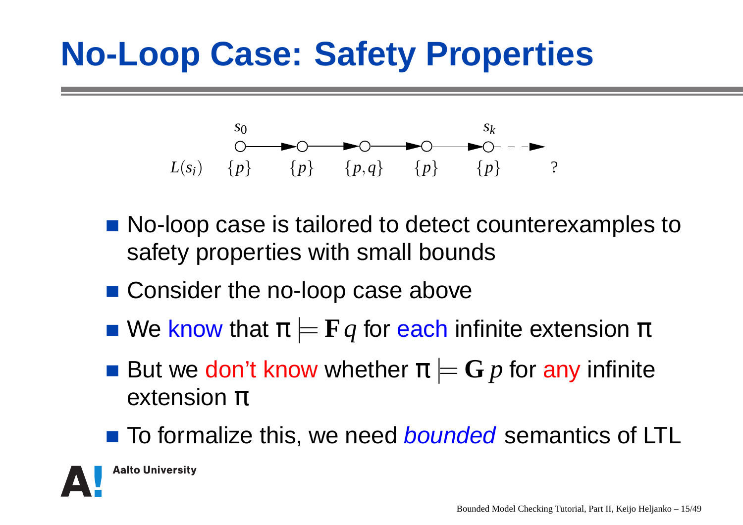# No-Loop Case: Safety Properties

$s_0$ → ○ → ○ → ○ → ○ → $s_k$ ○ - - →

$L(s_i)$: $\{p\}$ $\{p\}$ $\{p,q\}$ $\{p\}$ $\{p\}$ ?

- No-loop case is tailored to detect counterexamples to safety properties with small bounds
- Consider the no-loop case above
- We know that $\pi \models \mathbf{F}\,q$ for each infinite extension $\pi$
- But we don't know whether $\pi \models \mathbf{G}\,p$ for any infinite extension $\pi$
- To formalize this, we need *bounded* semantics of LTL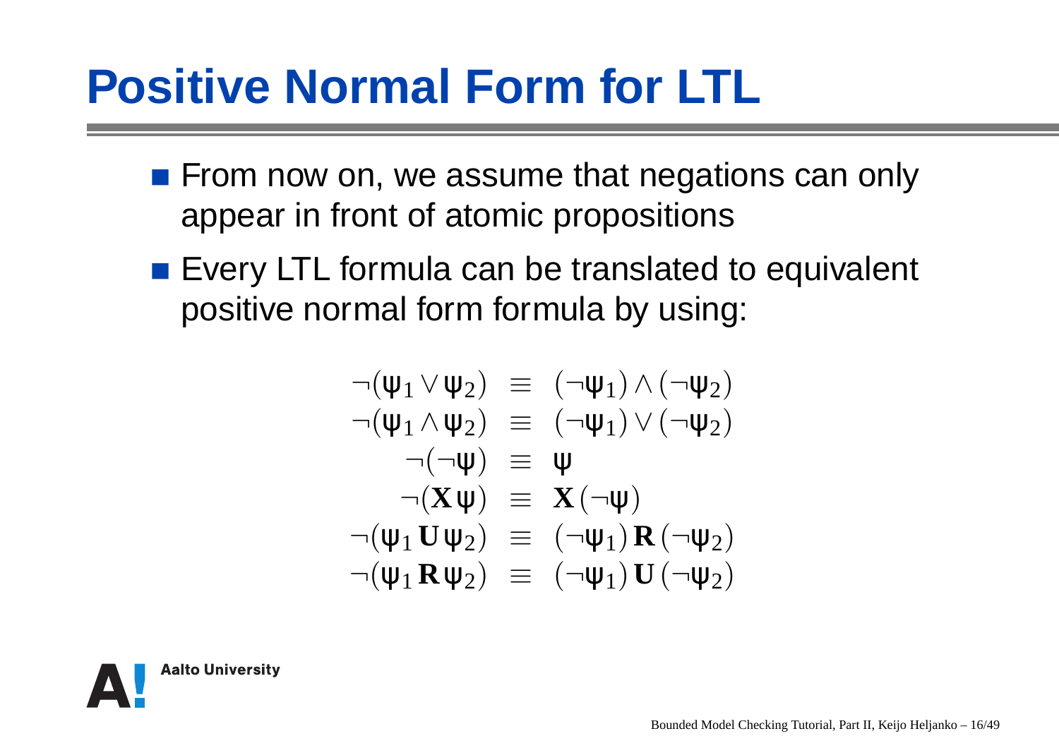# Positive Normal Form for LTL

- From now on, we assume that negations can only appear in front of atomic propositions
- Every LTL formula can be translated to equivalent positive normal form formula by using:

$$
\begin{aligned}
\neg(\psi_1 \vee \psi_2) &\equiv (\neg\psi_1) \wedge (\neg\psi_2) \\
\neg(\psi_1 \wedge \psi_2) &\equiv (\neg\psi_1) \vee (\neg\psi_2) \\
\neg(\neg\psi) &\equiv \psi \\
\neg(\mathbf{X}\,\psi) &\equiv \mathbf{X}\,(\neg\psi) \\
\neg(\psi_1\,\mathbf{U}\,\psi_2) &\equiv (\neg\psi_1)\,\mathbf{R}\,(\neg\psi_2) \\
\neg(\psi_1\,\mathbf{R}\,\psi_2) &\equiv (\neg\psi_1)\,\mathbf{U}\,(\neg\psi_2)
\end{aligned}
$$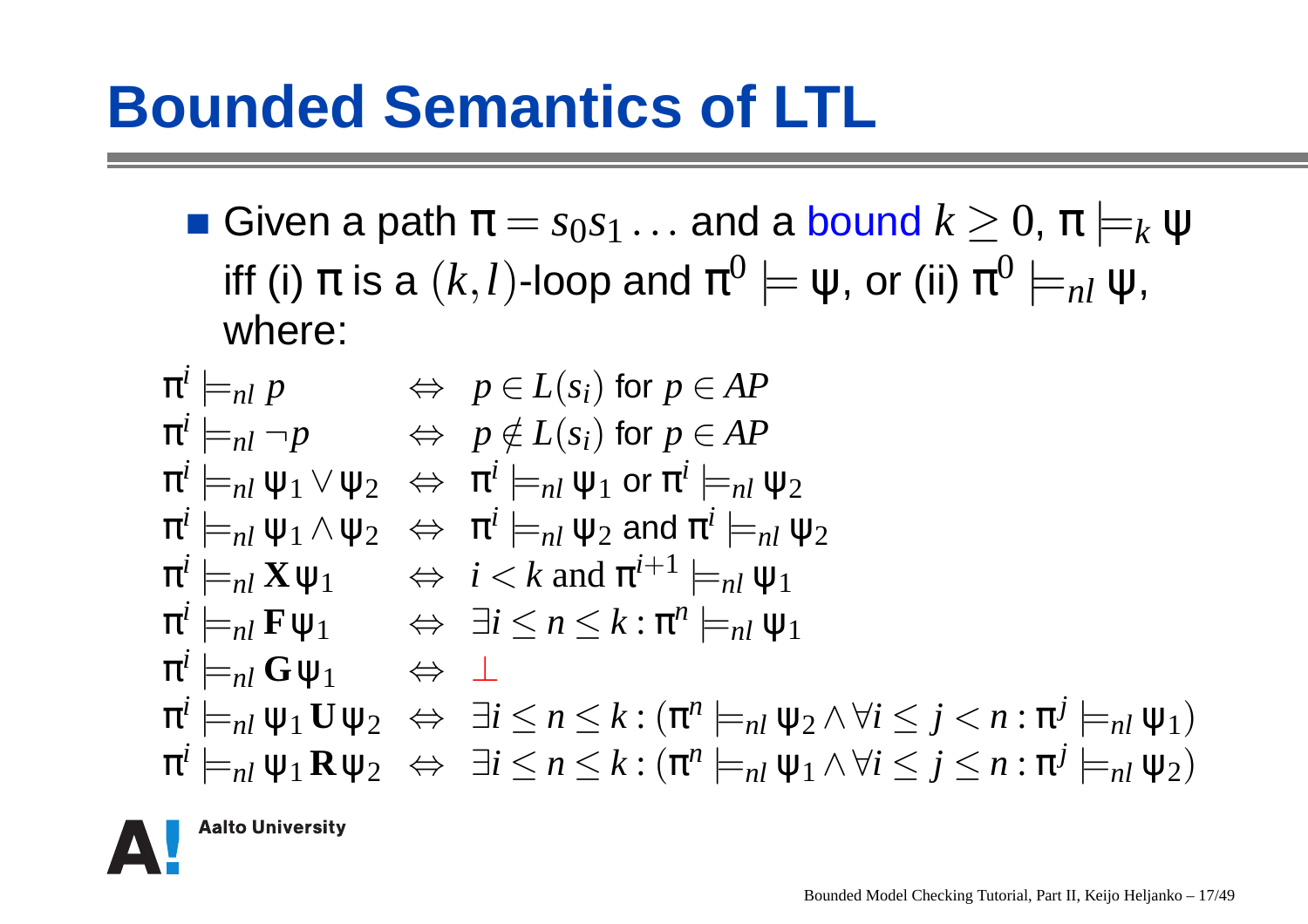# Bounded Semantics of LTL

- Given a path $\pi = s_0 s_1 \ldots$ and a bound $k \geq 0$, $\pi \models_k \psi$ iff (i) $\pi$ is a $(k,l)$-loop and $\pi^0 \models \psi$, or (ii) $\pi^0 \models_{nl} \psi$, where:

$$
\begin{array}{lcl}
\pi^i \models_{nl} p & \Leftrightarrow & p \in L(s_i) \text{ for } p \in AP \\
\pi^i \models_{nl} \neg p & \Leftrightarrow & p \notin L(s_i) \text{ for } p \in AP \\
\pi^i \models_{nl} \psi_1 \vee \psi_2 & \Leftrightarrow & \pi^i \models_{nl} \psi_1 \text{ or } \pi^i \models_{nl} \psi_2 \\
\pi^i \models_{nl} \psi_1 \wedge \psi_2 & \Leftrightarrow & \pi^i \models_{nl} \psi_2 \text{ and } \pi^i \models_{nl} \psi_2 \\
\pi^i \models_{nl} \mathbf{X}\psi_1 & \Leftrightarrow & i < k \text{ and } \pi^{i+1} \models_{nl} \psi_1 \\
\pi^i \models_{nl} \mathbf{F}\psi_1 & \Leftrightarrow & \exists i \leq n \leq k : \pi^n \models_{nl} \psi_1 \\
\pi^i \models_{nl} \mathbf{G}\psi_1 & \Leftrightarrow & \bot \\
\pi^i \models_{nl} \psi_1 \mathbf{U} \psi_2 & \Leftrightarrow & \exists i \leq n \leq k : (\pi^n \models_{nl} \psi_2 \wedge \forall i \leq j < n : \pi^j \models_{nl} \psi_1) \\
\pi^i \models_{nl} \psi_1 \mathbf{R} \psi_2 & \Leftrightarrow & \exists i \leq n \leq k : (\pi^n \models_{nl} \psi_1 \wedge \forall i \leq j \leq n : \pi^j \models_{nl} \psi_2)
\end{array}
$$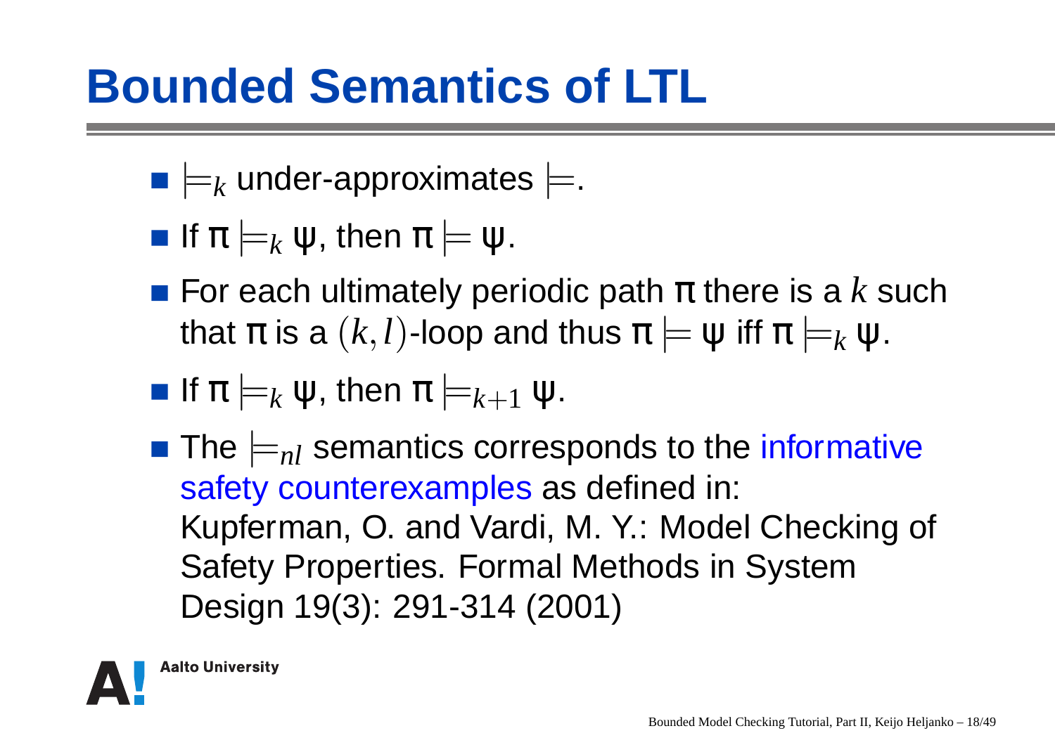# Bounded Semantics of LTL

- $\models_k$ under-approximates $\models$.
- If $\pi \models_k \psi$, then $\pi \models \psi$.
- For each ultimately periodic path $\pi$ there is a $k$ such that $\pi$ is a $(k,l)$-loop and thus $\pi \models \psi$ iff $\pi \models_k \psi$.
- If $\pi \models_k \psi$, then $\pi \models_{k+1} \psi$.
- The $\models_{nl}$ semantics corresponds to the informative safety counterexamples as defined in: Kupferman, O. and Vardi, M. Y.: Model Checking of Safety Properties. Formal Methods in System Design 19(3): 291-314 (2001)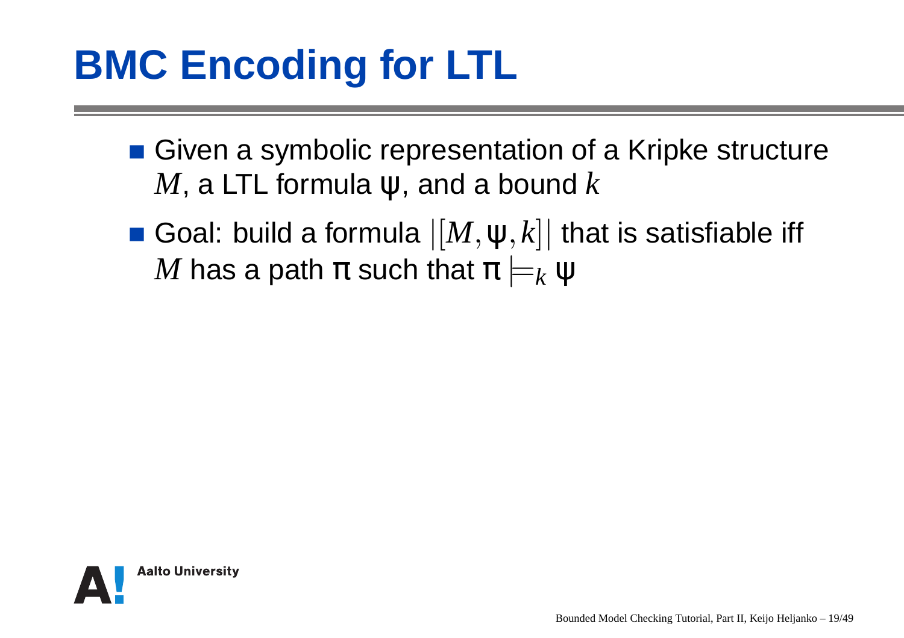# BMC Encoding for LTL

- Given a symbolic representation of a Kripke structure $M$, a LTL formula $\psi$, and a bound $k$
- Goal: build a formula $|[M, \psi, k]|$ that is satisfiable iff $M$ has a path $\pi$ such that $\pi \models_k \psi$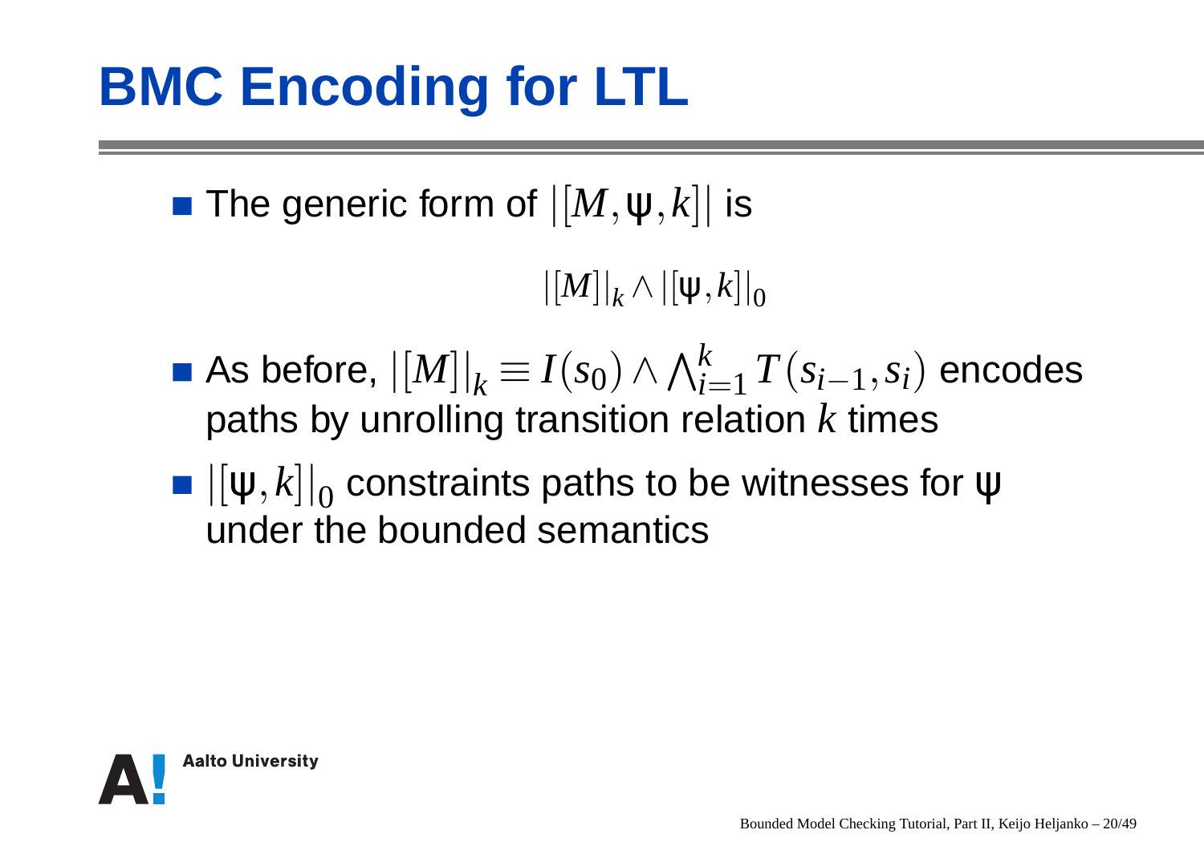# BMC Encoding for LTL

- The generic form of $|[M, \psi, k]|$ is

$$|[M]|_k \wedge |[\psi, k]|_0$$

- As before, $|[M]|_k \equiv I(s_0) \wedge \bigwedge_{i=1}^{k} T(s_{i-1}, s_i)$ encodes paths by unrolling transition relation $k$ times
- $|[\psi, k]|_0$ constraints paths to be witnesses for $\psi$ under the bounded semantics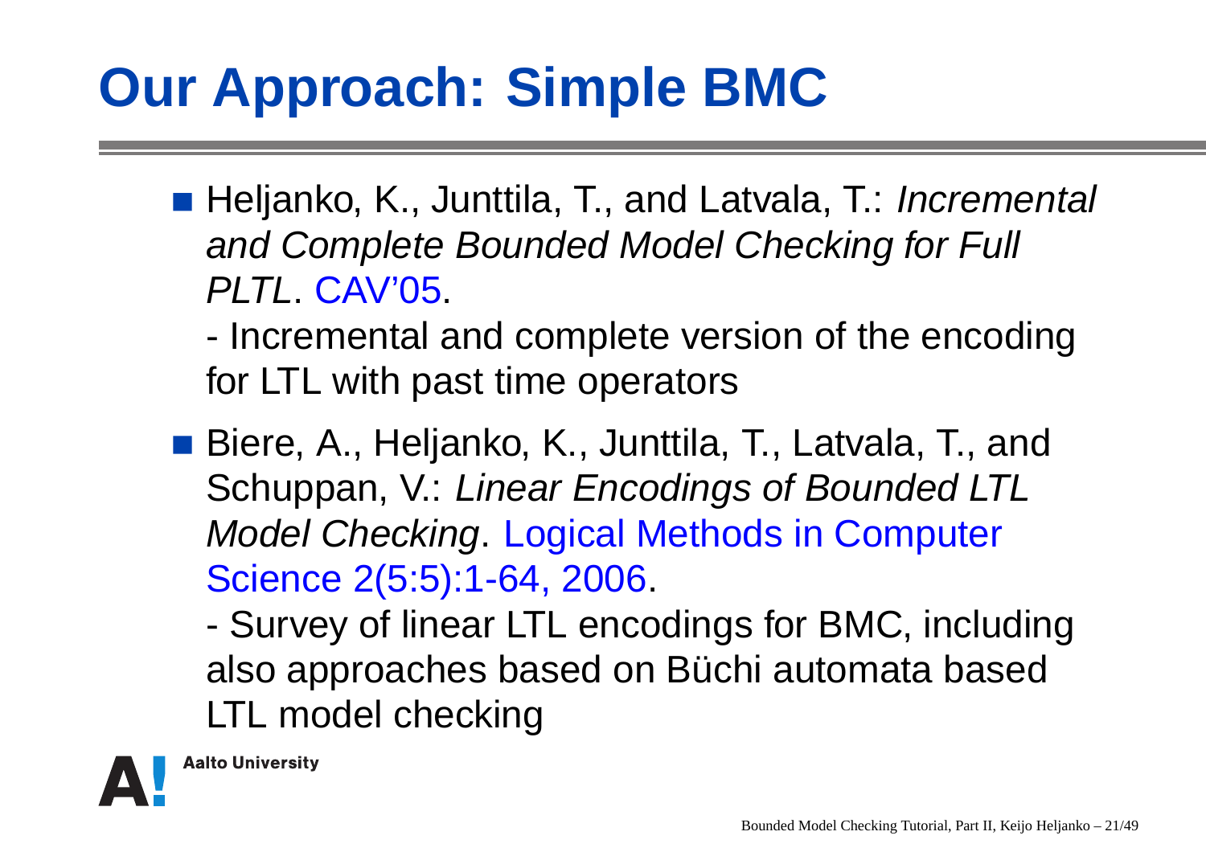# Our Approach: Simple BMC

- Heljanko, K., Junttila, T., and Latvala, T.: *Incremental and Complete Bounded Model Checking for Full PLTL*. CAV'05.

  - Incremental and complete version of the encoding for LTL with past time operators

- Biere, A., Heljanko, K., Junttila, T., Latvala, T., and Schuppan, V.: *Linear Encodings of Bounded LTL Model Checking*. Logical Methods in Computer Science 2(5:5):1-64, 2006.

  - Survey of linear LTL encodings for BMC, including also approaches based on Büchi automata based LTL model checking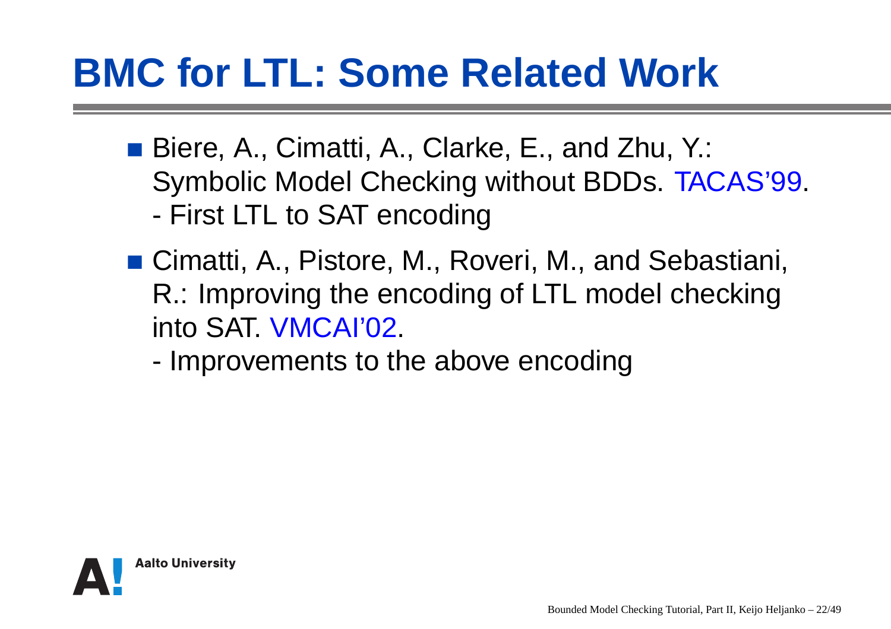# BMC for LTL: Some Related Work

- Biere, A., Cimatti, A., Clarke, E., and Zhu, Y.: Symbolic Model Checking without BDDs. TACAS'99.
  - First LTL to SAT encoding
- Cimatti, A., Pistore, M., Roveri, M., and Sebastiani, R.: Improving the encoding of LTL model checking into SAT. VMCAI'02.
  - Improvements to the above encoding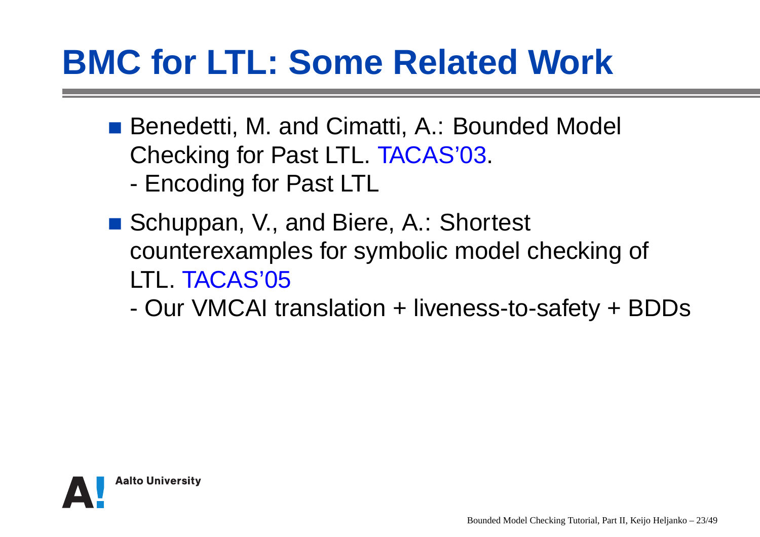# BMC for LTL: Some Related Work

- Benedetti, M. and Cimatti, A.: Bounded Model Checking for Past LTL. TACAS'03.
  - Encoding for Past LTL
- Schuppan, V., and Biere, A.: Shortest counterexamples for symbolic model checking of LTL. TACAS'05
  - Our VMCAI translation + liveness-to-safety + BDDs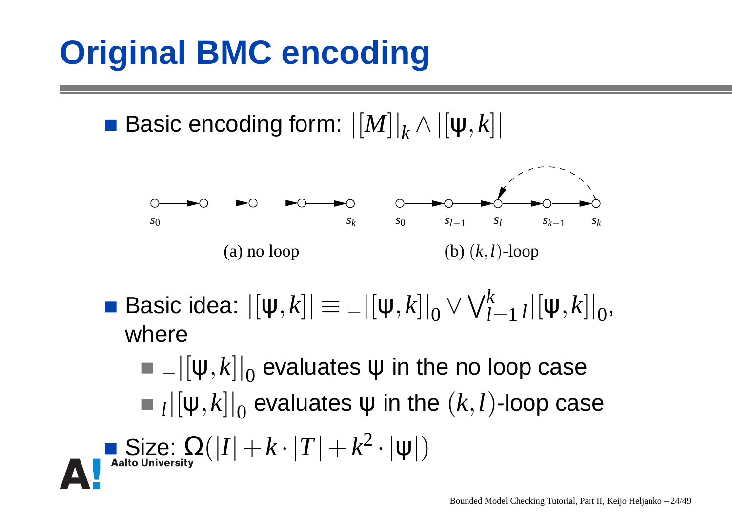# Original BMC encoding

- Basic encoding form: $|[M]|_k \wedge |[\psi, k]|$

(a) no loop

(b) $(k, l)$-loop

- Basic idea: $|[\psi, k]| \equiv {}_{-}|[\psi, k]|_0 \vee \bigvee_{l=1}^{k} {}_{l}|[\psi, k]|_0$, where
  - ${}_{-}|[\psi, k]|_0$ evaluates $\psi$ in the no loop case
  - ${}_{l}|[\psi, k]|_0$ evaluates $\psi$ in the $(k, l)$-loop case
- Size: $\Omega(|I| + k \cdot |T| + k^2 \cdot |\psi|)$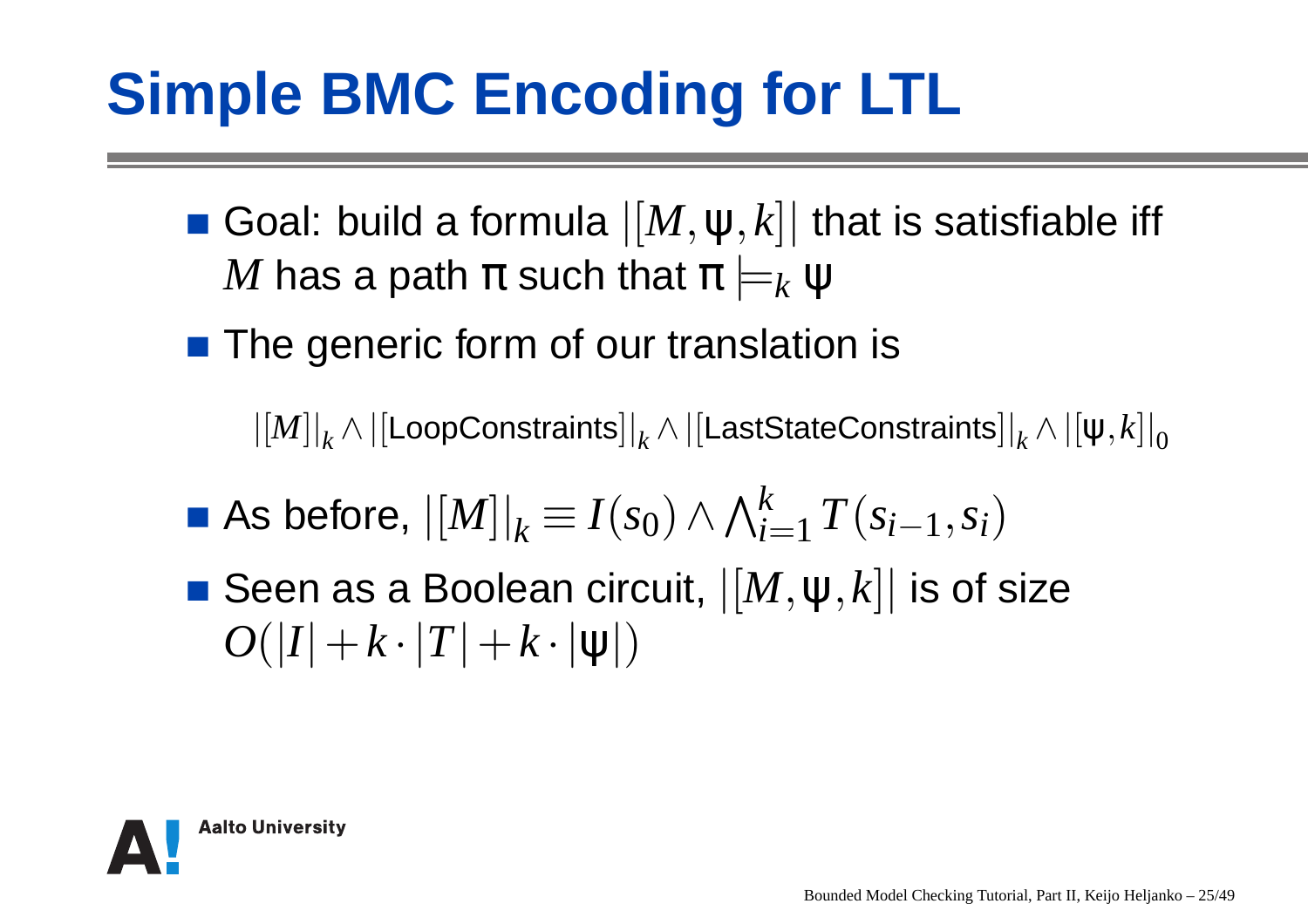# Simple BMC Encoding for LTL

- Goal: build a formula $|[M, \psi, k]|$ that is satisfiable iff $M$ has a path $\pi$ such that $\pi \models_k \psi$
- The generic form of our translation is

$$|[M]|_k \wedge |[\text{LoopConstraints}]|_k \wedge |[\text{LastStateConstraints}]|_k \wedge |[\psi, k]|_0$$

- As before, $|[M]|_k \equiv I(s_0) \wedge \bigwedge_{i=1}^{k} T(s_{i-1}, s_i)$
- Seen as a Boolean circuit, $|[M, \psi, k]|$ is of size $O(|I| + k \cdot |T| + k \cdot |\psi|)$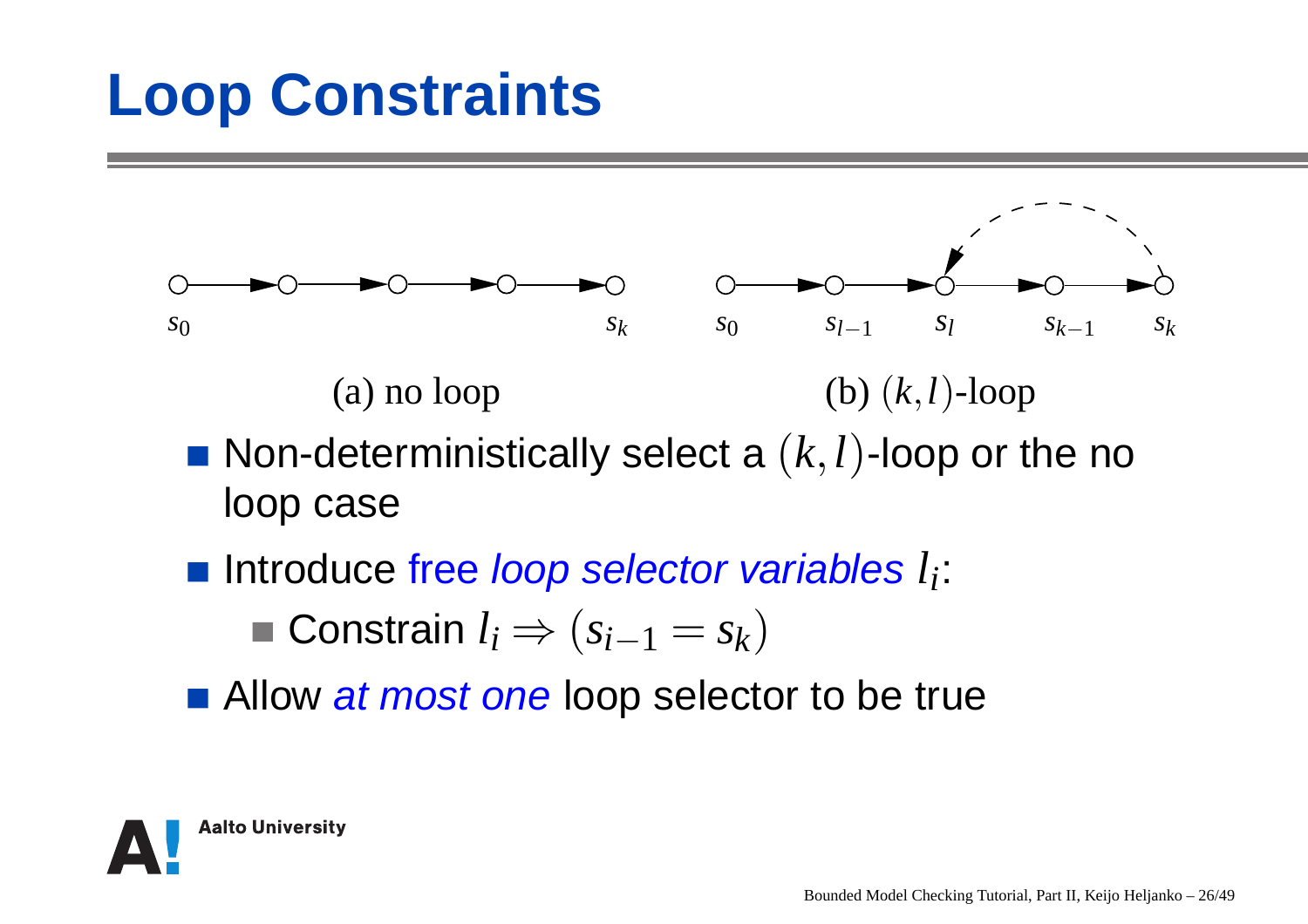# Loop Constraints

$s_0$ $s_k$ $s_0$ $s_{l-1}$ $s_l$ $s_{k-1}$ $s_k$

(a) no loop (b) $(k,l)$-loop

- Non-deterministically select a $(k,l)$-loop or the no loop case
- Introduce free *loop selector variables* $l_i$:
  - Constrain $l_i \Rightarrow (s_{i-1} = s_k)$
- Allow *at most one* loop selector to be true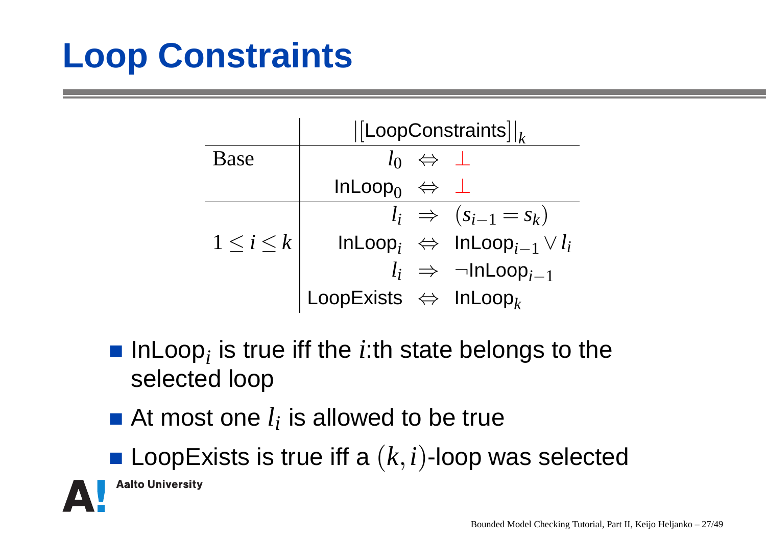# Loop Constraints

| | $\lvert[\text{LoopConstraints}]\rvert_k$ |
|---|---|
| Base | $l_0 \Leftrightarrow \bot$ |
| | $\text{InLoop}_0 \Leftrightarrow \bot$ |
| $1 \leq i \leq k$ | $l_i \Rightarrow (s_{i-1} = s_k)$ |
| | $\text{InLoop}_i \Leftrightarrow \text{InLoop}_{i-1} \vee l_i$ |
| | $l_i \Rightarrow \neg\text{InLoop}_{i-1}$ |
| | $\text{LoopExists} \Leftrightarrow \text{InLoop}_k$ |

- $\text{InLoop}_i$ is true iff the $i$:th state belongs to the selected loop
- At most one $l_i$ is allowed to be true
- LoopExists is true iff a $(k,i)$-loop was selected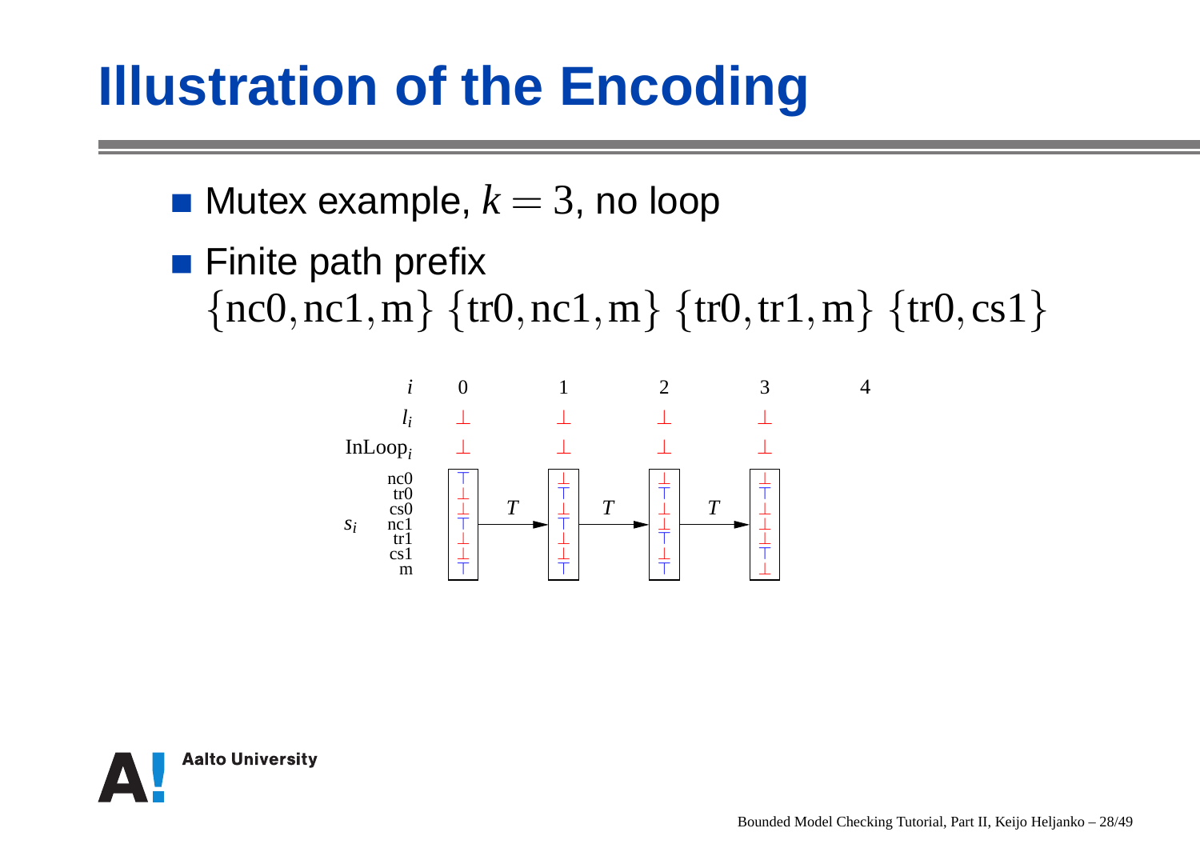# Illustration of the Encoding

- Mutex example, $k = 3$, no loop
- Finite path prefix
  $\{\mathrm{nc0}, \mathrm{nc1}, \mathrm{m}\}\ \{\mathrm{tr0}, \mathrm{nc1}, \mathrm{m}\}\ \{\mathrm{tr0}, \mathrm{tr1}, \mathrm{m}\}\ \{\mathrm{tr0}, \mathrm{cs1}\}$

| $i$ | 0 | | 1 | | 2 | | 3 | 4 |
|---|---|---|---|---|---|---|---|---|
| $l_i$ | $\bot$ | | $\bot$ | | $\bot$ | | $\bot$ | |
| $\mathrm{InLoop}_i$ | $\bot$ | | $\bot$ | | $\bot$ | | $\bot$ | |
| $s_i$: nc0 | $\top$ | $T$ | $\bot$ | $T$ | $\bot$ | $T$ | $\bot$ | |
| tr0 | $\bot$ | | $\top$ | | $\top$ | | $\top$ | |
| cs0 | $\bot$ | | $\bot$ | | $\bot$ | | $\bot$ | |
| nc1 | $\top$ | | $\top$ | | $\bot$ | | $\bot$ | |
| tr1 | $\bot$ | | $\bot$ | | $\top$ | | $\bot$ | |
| cs1 | $\bot$ | | $\bot$ | | $\bot$ | | $\top$ | |
| m | $\top$ | | $\top$ | | $\top$ | | $\bot$ | |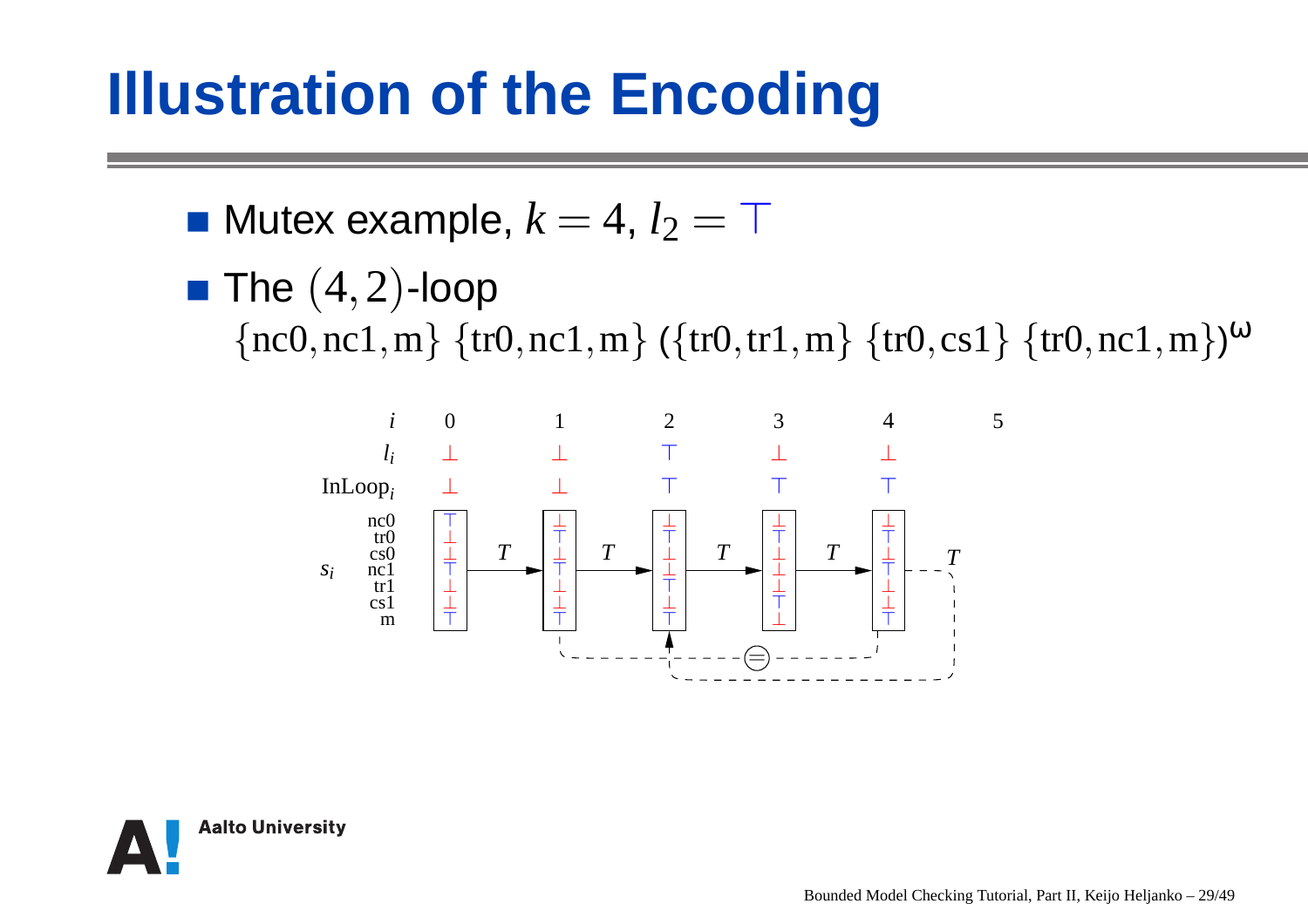# Illustration of the Encoding

- Mutex example, $k = 4$, $l_2 = \top$
- The $(4,2)$-loop
  $\{\mathrm{nc0}, \mathrm{nc1}, \mathrm{m}\}\ \{\mathrm{tr0}, \mathrm{nc1}, \mathrm{m}\}\ (\{\mathrm{tr0}, \mathrm{tr1}, \mathrm{m}\}\ \{\mathrm{tr0}, \mathrm{cs1}\}\ \{\mathrm{tr0}, \mathrm{nc1}, \mathrm{m}\})^{\omega}$

| $i$ | 0 | 1 | 2 | 3 | 4 | 5 |
|---|---|---|---|---|---|---|
| $l_i$ | $\bot$ | $\bot$ | $\top$ | $\bot$ | $\bot$ | |
| $\mathrm{InLoop}_i$ | $\bot$ | $\bot$ | $\top$ | $\top$ | $\top$ | |
| $s_i$: nc0 | $\top$ | $\bot$ | $\bot$ | $\bot$ | $\bot$ | |
| tr0 | $\bot$ | $\top$ | $\top$ | $\top$ | $\top$ | |
| cs0 | $\bot$ | $\bot$ | $\bot$ | $\bot$ | $\bot$ | |
| nc1 | $\top$ | $\top$ | $\bot$ | $\bot$ | $\top$ | |
| tr1 | $\bot$ | $\bot$ | $\top$ | $\bot$ | $\bot$ | |
| cs1 | $\bot$ | $\bot$ | $\bot$ | $\top$ | $\bot$ | |
| m | $\top$ | $\top$ | $\top$ | $\bot$ | $\top$ | |

Transitions: $s_0 \xrightarrow{T} s_1 \xrightarrow{T} s_2 \xrightarrow{T} s_3 \xrightarrow{T} s_4 \xrightarrow{T}$ (back to $s_2$); $s_1$ and $s_4$ compared with $(=)$.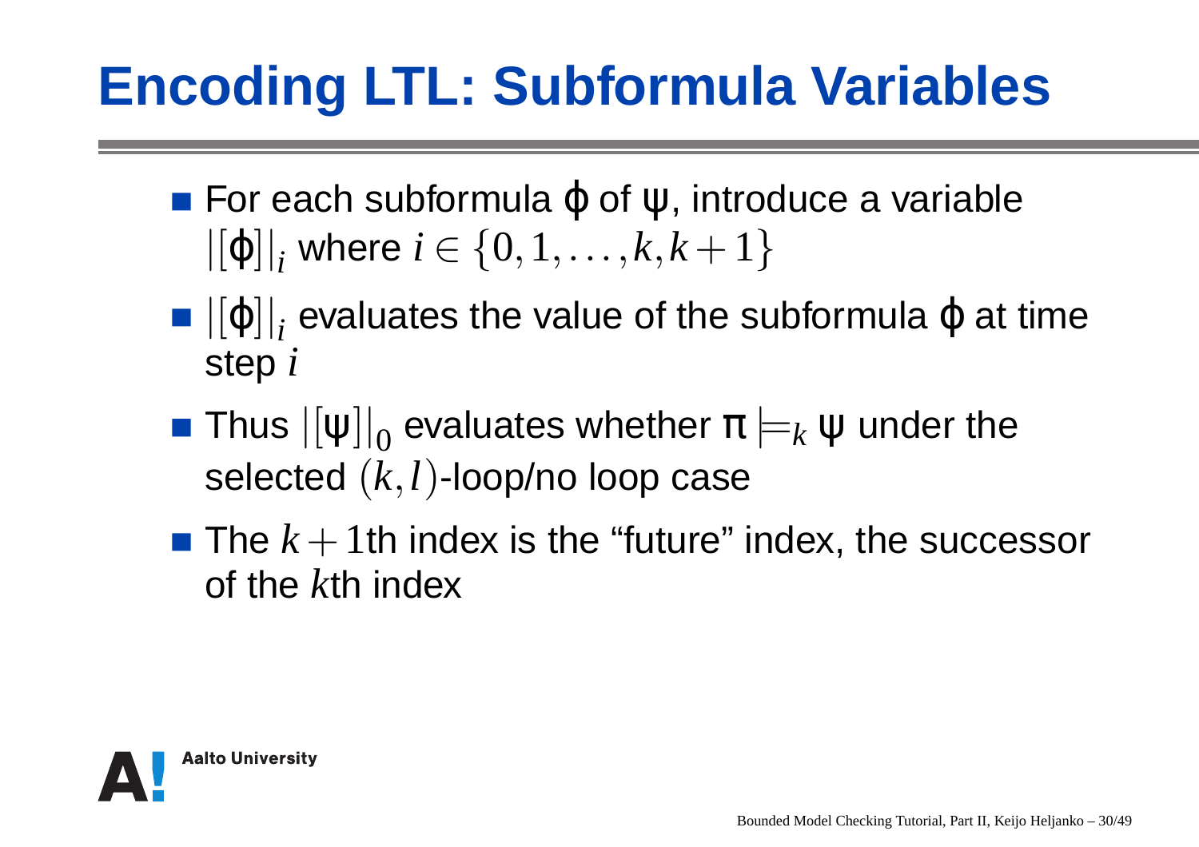# Encoding LTL: Subformula Variables

- For each subformula $\varphi$ of $\psi$, introduce a variable $|[\varphi]|_i$ where $i \in \{0, 1, \ldots, k, k+1\}$
- $|[\varphi]|_i$ evaluates the value of the subformula $\varphi$ at time step $i$
- Thus $|[\psi]|_0$ evaluates whether $\pi \models_k \psi$ under the selected $(k, l)$-loop/no loop case
- The $k+1$th index is the "future" index, the successor of the $k$th index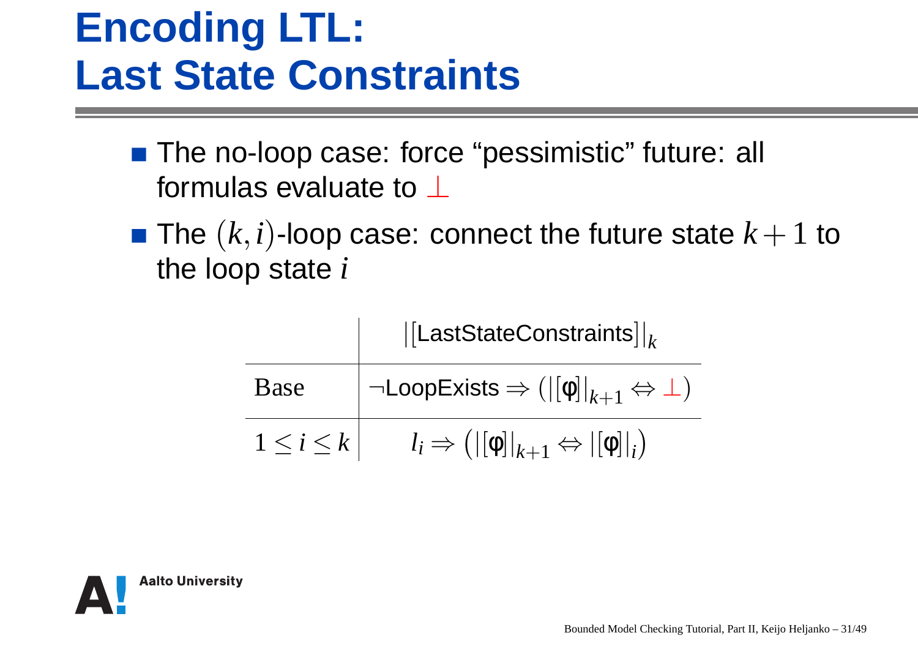# Encoding LTL: Last State Constraints

- The no-loop case: force "pessimistic" future: all formulas evaluate to $\bot$
- The $(k,i)$-loop case: connect the future state $k+1$ to the loop state $i$

| | $\vert[\text{LastStateConstraints}]\vert_k$ |
|---|---|
| Base | $\neg\text{LoopExists} \Rightarrow (\vert[\varphi]\vert_{k+1} \Leftrightarrow \bot)$ |
| $1 \leq i \leq k$ | $l_i \Rightarrow \left(\vert[\varphi]\vert_{k+1} \Leftrightarrow \vert[\varphi]\vert_i\right)$ |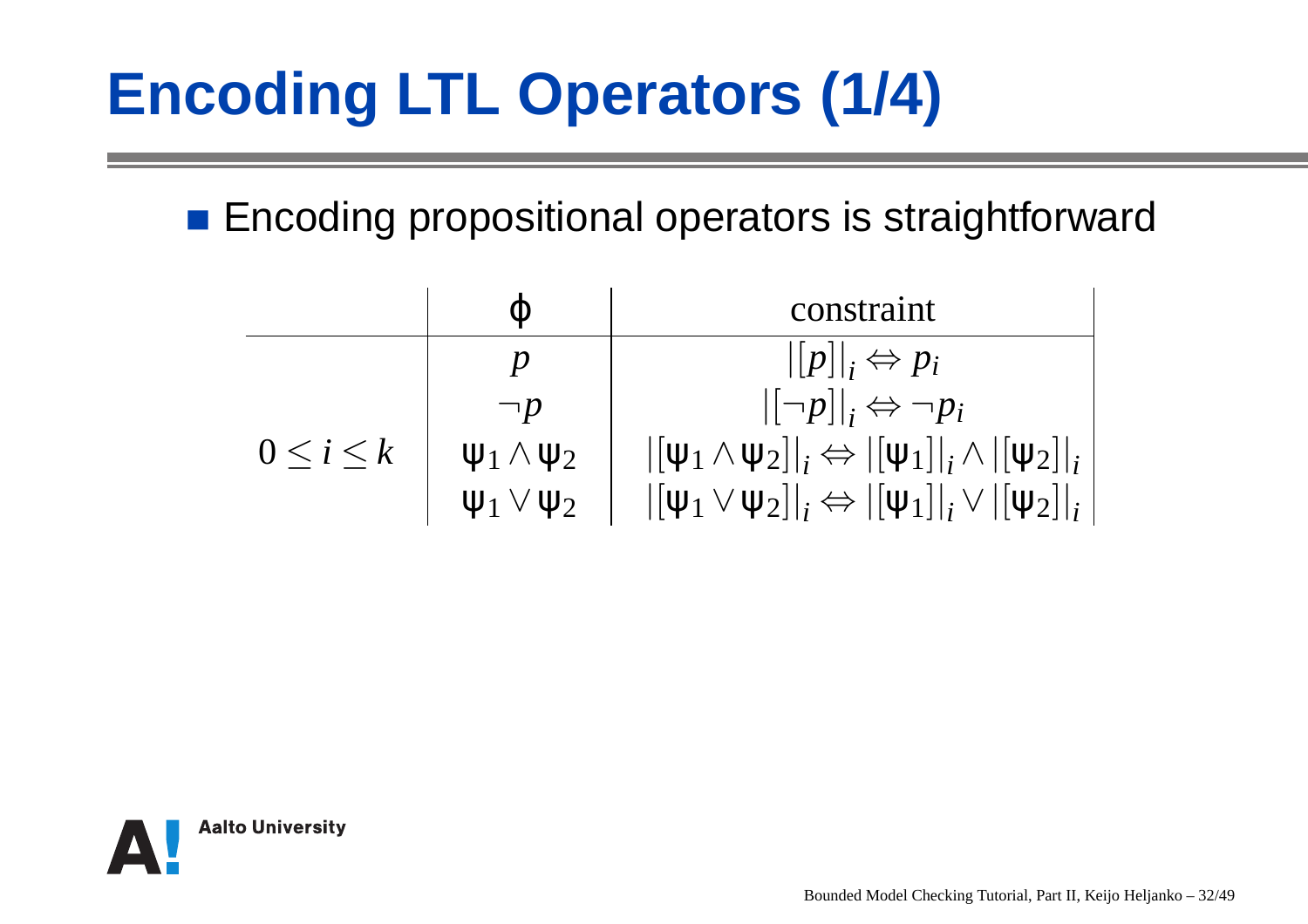# Encoding LTL Operators (1/4)

- Encoding propositional operators is straightforward

| | $\phi$ | constraint |
|---|---|---|
| $0 \leq i \leq k$ | $p$ | $\|[p]\|_i \Leftrightarrow p_i$ |
| | $\neg p$ | $\|[\neg p]\|_i \Leftrightarrow \neg p_i$ |
| | $\psi_1 \wedge \psi_2$ | $\|[\psi_1 \wedge \psi_2]\|_i \Leftrightarrow \|[\psi_1]\|_i \wedge \|[\psi_2]\|_i$ |
| | $\psi_1 \vee \psi_2$ | $\|[\psi_1 \vee \psi_2]\|_i \Leftrightarrow \|[\psi_1]\|_i \vee \|[\psi_2]\|_i$ |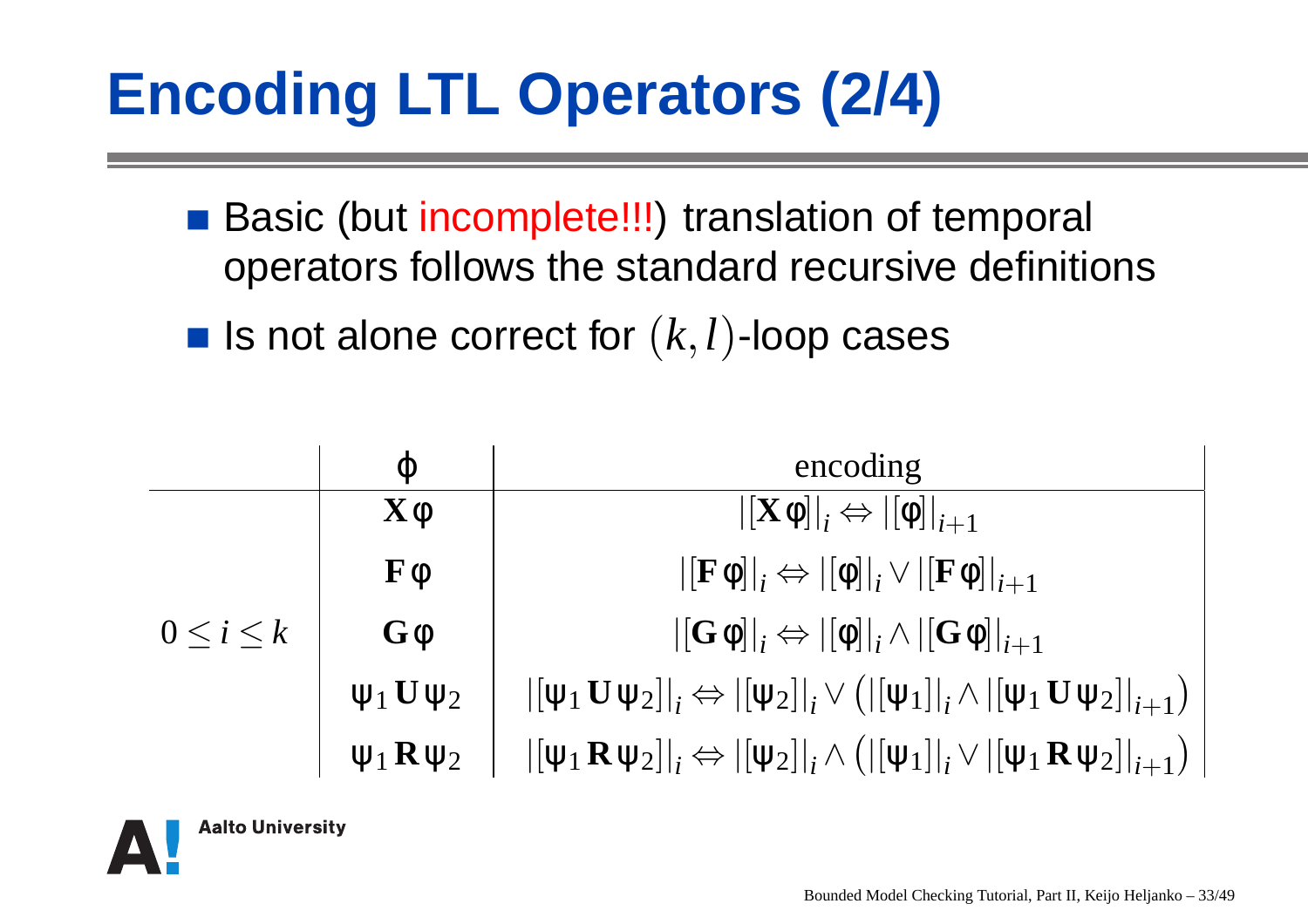# Encoding LTL Operators (2/4)

- Basic (but incomplete!!!) translation of temporal operators follows the standard recursive definitions
- Is not alone correct for $(k,l)$-loop cases

| | $\phi$ | encoding |
|---|---|---|
| $0 \le i \le k$ | $\mathbf{X}\,\varphi$ | $\lvert[\mathbf{X}\,\varphi]\rvert_i \Leftrightarrow \lvert[\varphi]\rvert_{i+1}$ |
| | $\mathbf{F}\,\varphi$ | $\lvert[\mathbf{F}\,\varphi]\rvert_i \Leftrightarrow \lvert[\varphi]\rvert_i \vee \lvert[\mathbf{F}\,\varphi]\rvert_{i+1}$ |
| | $\mathbf{G}\,\varphi$ | $\lvert[\mathbf{G}\,\varphi]\rvert_i \Leftrightarrow \lvert[\varphi]\rvert_i \wedge \lvert[\mathbf{G}\,\varphi]\rvert_{i+1}$ |
| | $\psi_1\,\mathbf{U}\,\psi_2$ | $\lvert[\psi_1\,\mathbf{U}\,\psi_2]\rvert_i \Leftrightarrow \lvert[\psi_2]\rvert_i \vee \left(\lvert[\psi_1]\rvert_i \wedge \lvert[\psi_1\,\mathbf{U}\,\psi_2]\rvert_{i+1}\right)$ |
| | $\psi_1\,\mathbf{R}\,\psi_2$ | $\lvert[\psi_1\,\mathbf{R}\,\psi_2]\rvert_i \Leftrightarrow \lvert[\psi_2]\rvert_i \wedge \left(\lvert[\psi_1]\rvert_i \vee \lvert[\psi_1\,\mathbf{R}\,\psi_2]\rvert_{i+1}\right)$ |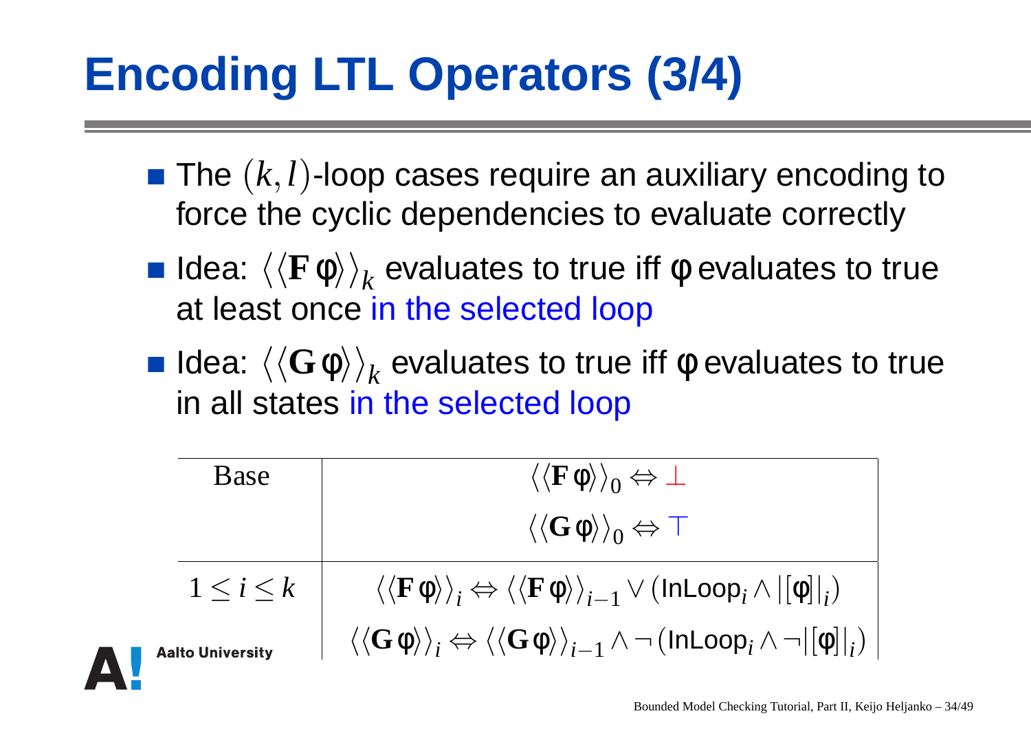# Encoding LTL Operators (3/4)

- The $(k,l)$-loop cases require an auxiliary encoding to force the cyclic dependencies to evaluate correctly
- Idea: $\langle\langle \mathbf{F}\,\varphi \rangle\rangle_k$ evaluates to true iff $\varphi$ evaluates to true at least once in the selected loop
- Idea: $\langle\langle \mathbf{G}\,\varphi \rangle\rangle_k$ evaluates to true iff $\varphi$ evaluates to true in all states in the selected loop

| | |
|---|---|
| Base | $\langle\langle \mathbf{F}\,\varphi \rangle\rangle_0 \Leftrightarrow \bot$ |
| | $\langle\langle \mathbf{G}\,\varphi \rangle\rangle_0 \Leftrightarrow \top$ |
| $1 \leq i \leq k$ | $\langle\langle \mathbf{F}\,\varphi \rangle\rangle_i \Leftrightarrow \langle\langle \mathbf{F}\,\varphi \rangle\rangle_{i-1} \vee (\mathsf{InLoop}_i \wedge \lvert[\varphi]\rvert_i)$ |
| | $\langle\langle \mathbf{G}\,\varphi \rangle\rangle_i \Leftrightarrow \langle\langle \mathbf{G}\,\varphi \rangle\rangle_{i-1} \wedge \neg(\mathsf{InLoop}_i \wedge \neg\lvert[\varphi]\rvert_i)$ |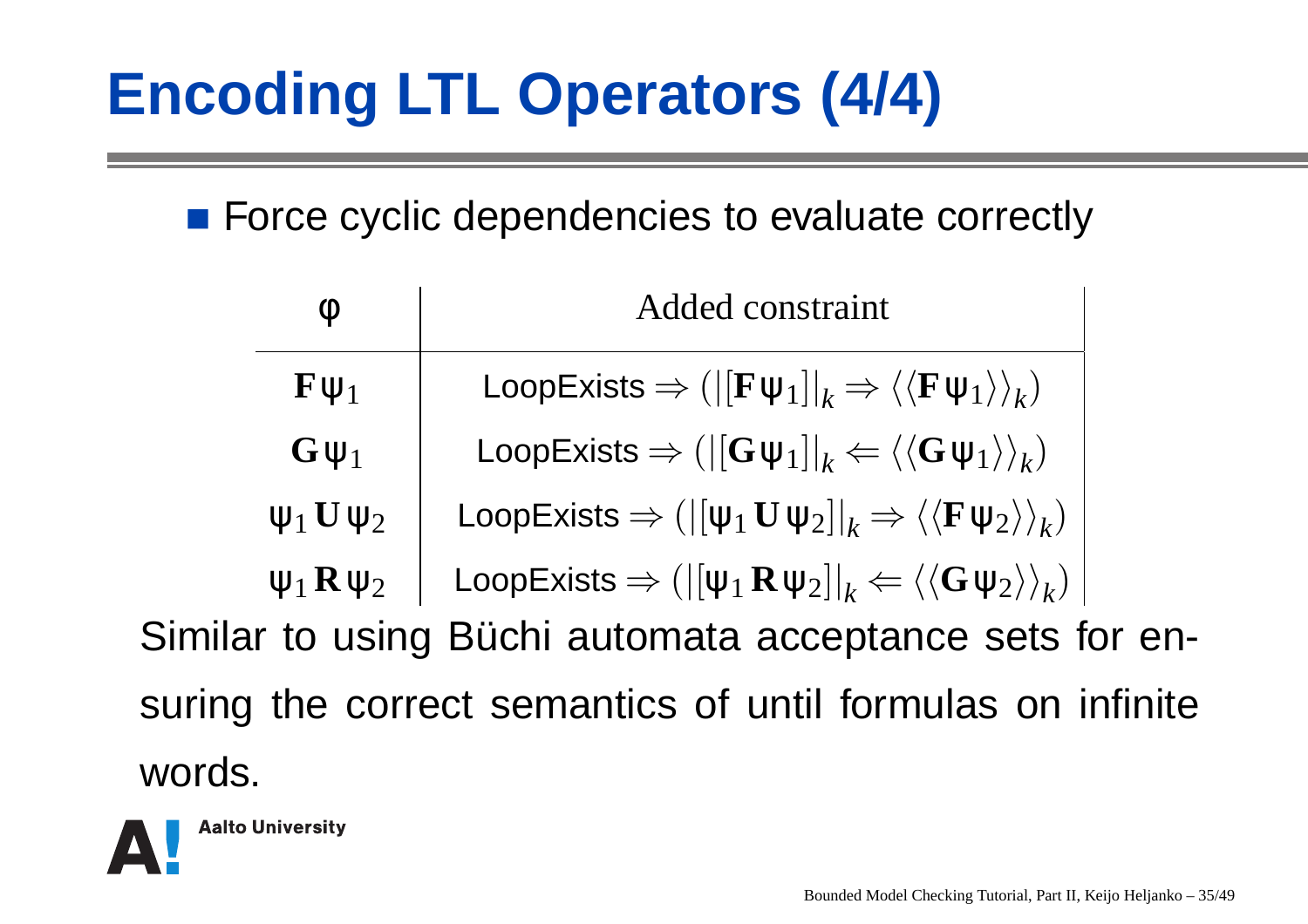# Encoding LTL Operators (4/4)

- Force cyclic dependencies to evaluate correctly

| $\varphi$ | Added constraint |
|---|---|
| $\mathbf{F}\psi_1$ | LoopExists $\Rightarrow (\lvert[\mathbf{F}\psi_1]\rvert_k \Rightarrow \langle\langle \mathbf{F}\psi_1\rangle\rangle_k)$ |
| $\mathbf{G}\psi_1$ | LoopExists $\Rightarrow (\lvert[\mathbf{G}\psi_1]\rvert_k \Leftarrow \langle\langle \mathbf{G}\psi_1\rangle\rangle_k)$ |
| $\psi_1\,\mathbf{U}\,\psi_2$ | LoopExists $\Rightarrow (\lvert[\psi_1\,\mathbf{U}\,\psi_2]\rvert_k \Rightarrow \langle\langle \mathbf{F}\psi_2\rangle\rangle_k)$ |
| $\psi_1\,\mathbf{R}\,\psi_2$ | LoopExists $\Rightarrow (\lvert[\psi_1\,\mathbf{R}\,\psi_2]\rvert_k \Leftarrow \langle\langle \mathbf{G}\psi_2\rangle\rangle_k)$ |

Similar to using Büchi automata acceptance sets for ensuring the correct semantics of until formulas on infinite words.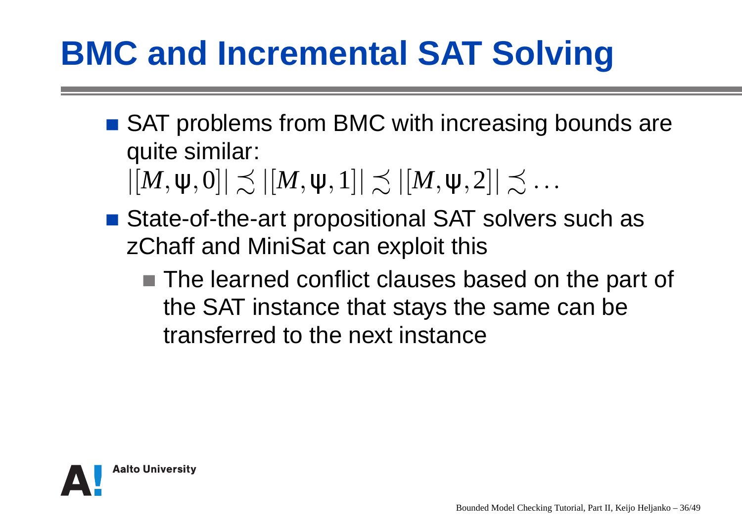# BMC and Incremental SAT Solving

- SAT problems from BMC with increasing bounds are quite similar:
  $|[M,\psi,0]| \precsim |[M,\psi,1]| \precsim |[M,\psi,2]| \precsim \ldots$
- State-of-the-art propositional SAT solvers such as zChaff and MiniSat can exploit this
  - The learned conflict clauses based on the part of the SAT instance that stays the same can be transferred to the next instance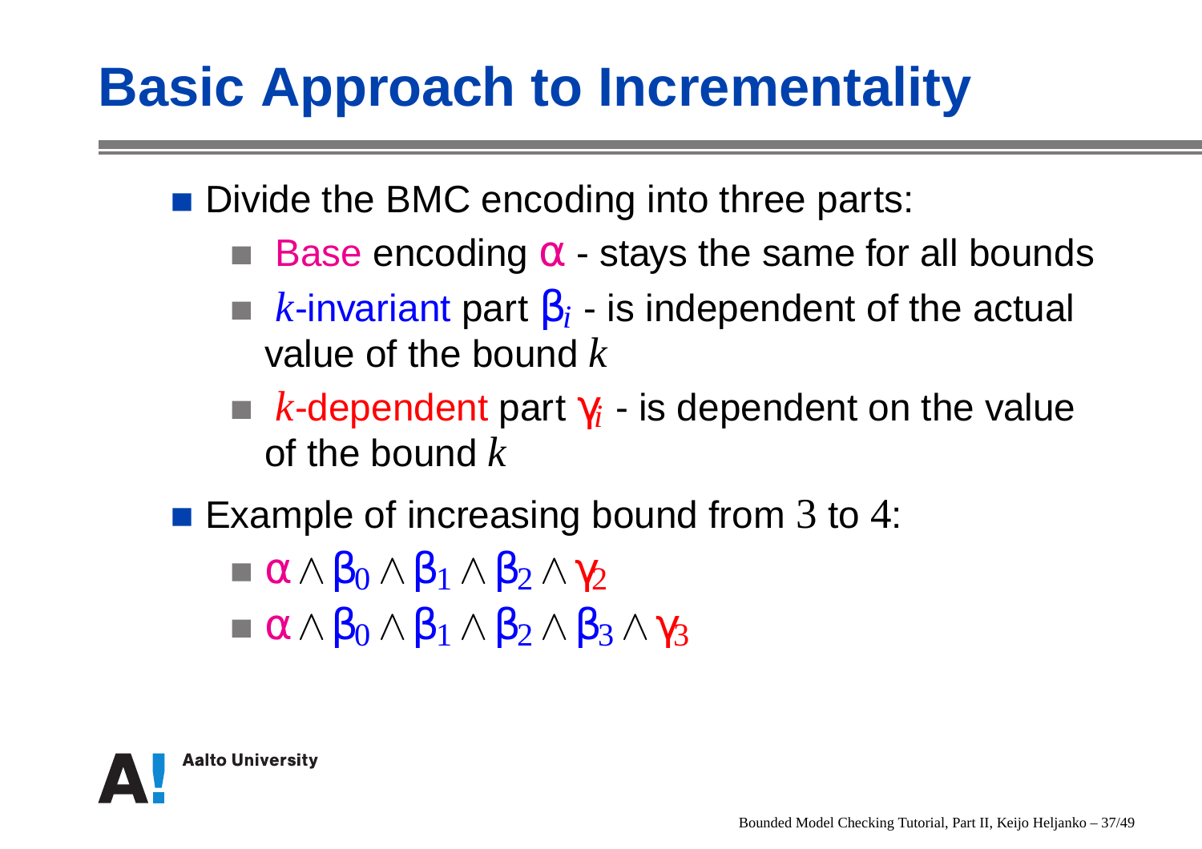# Basic Approach to Incrementality

- Divide the BMC encoding into three parts:
  - Base encoding $\alpha$ - stays the same for all bounds
  - $k$-invariant part $\beta_i$ - is independent of the actual value of the bound $k$
  - $k$-dependent part $\gamma_i$ - is dependent on the value of the bound $k$
- Example of increasing bound from 3 to 4:
  - $\alpha \wedge \beta_0 \wedge \beta_1 \wedge \beta_2 \wedge \gamma_2$
  - $\alpha \wedge \beta_0 \wedge \beta_1 \wedge \beta_2 \wedge \beta_3 \wedge \gamma_3$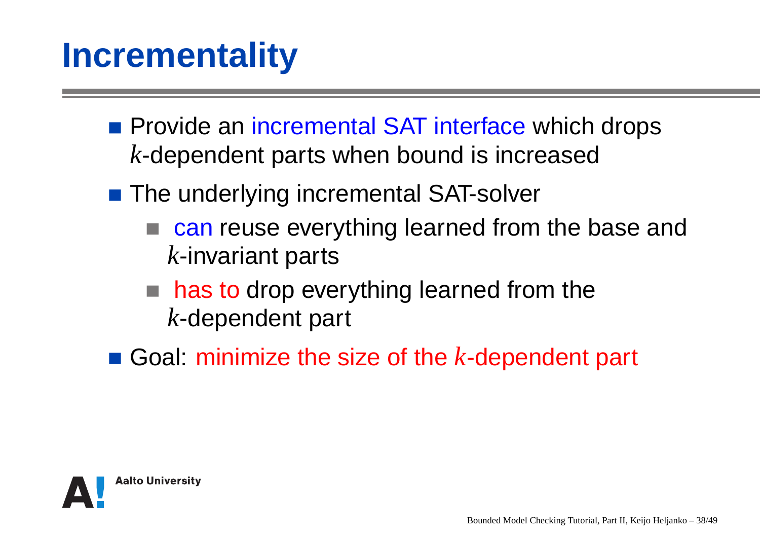# Incrementality

- Provide an incremental SAT interface which drops $k$-dependent parts when bound is increased
- The underlying incremental SAT-solver
  - can reuse everything learned from the base and $k$-invariant parts
  - has to drop everything learned from the $k$-dependent part
- Goal: minimize the size of the $k$-dependent part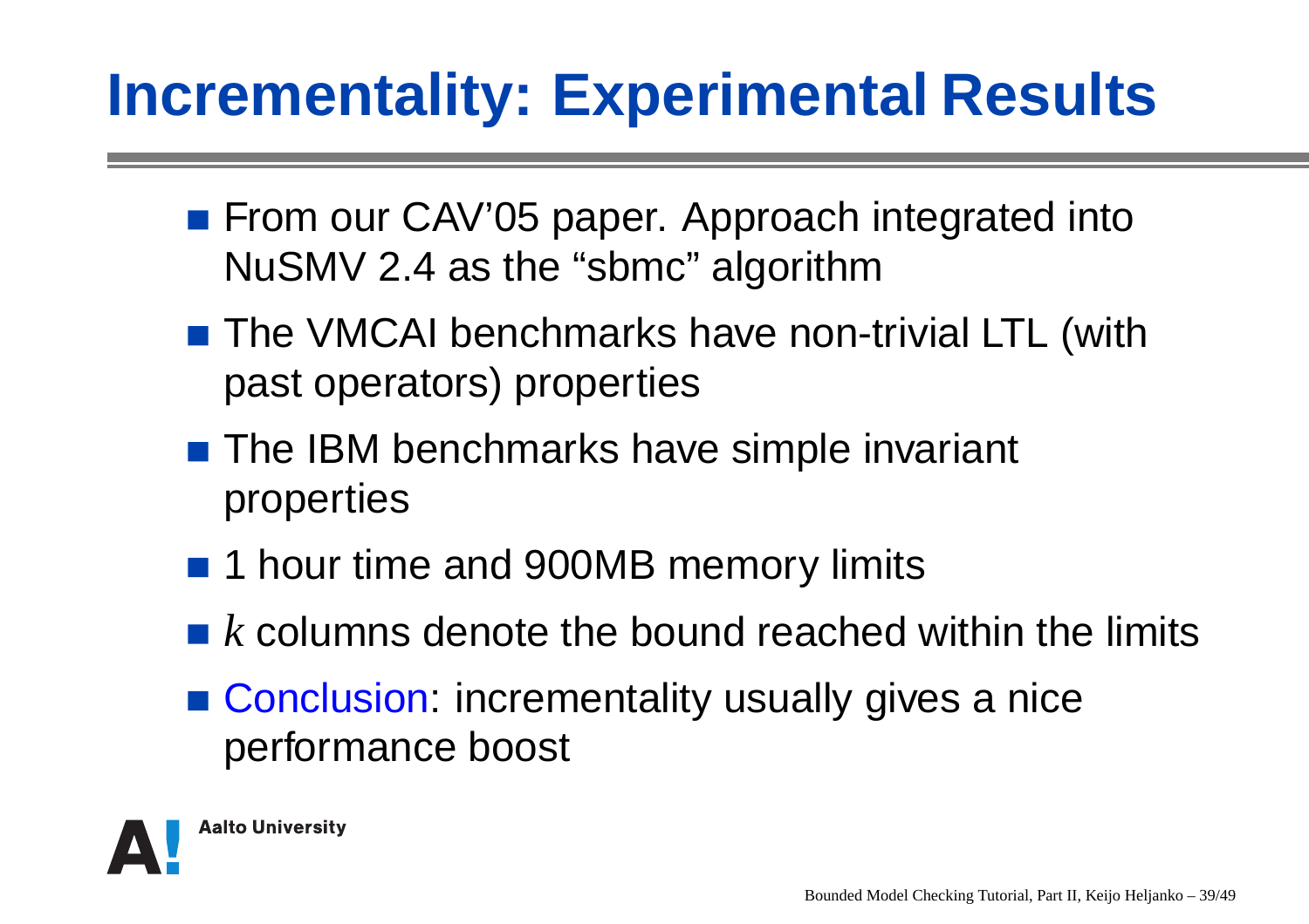# Incrementality: Experimental Results

- From our CAV’05 paper. Approach integrated into NuSMV 2.4 as the “sbmc” algorithm
- The VMCAI benchmarks have non-trivial LTL (with past operators) properties
- The IBM benchmarks have simple invariant properties
- 1 hour time and 900MB memory limits
- $k$ columns denote the bound reached within the limits
- Conclusion: incrementality usually gives a nice performance boost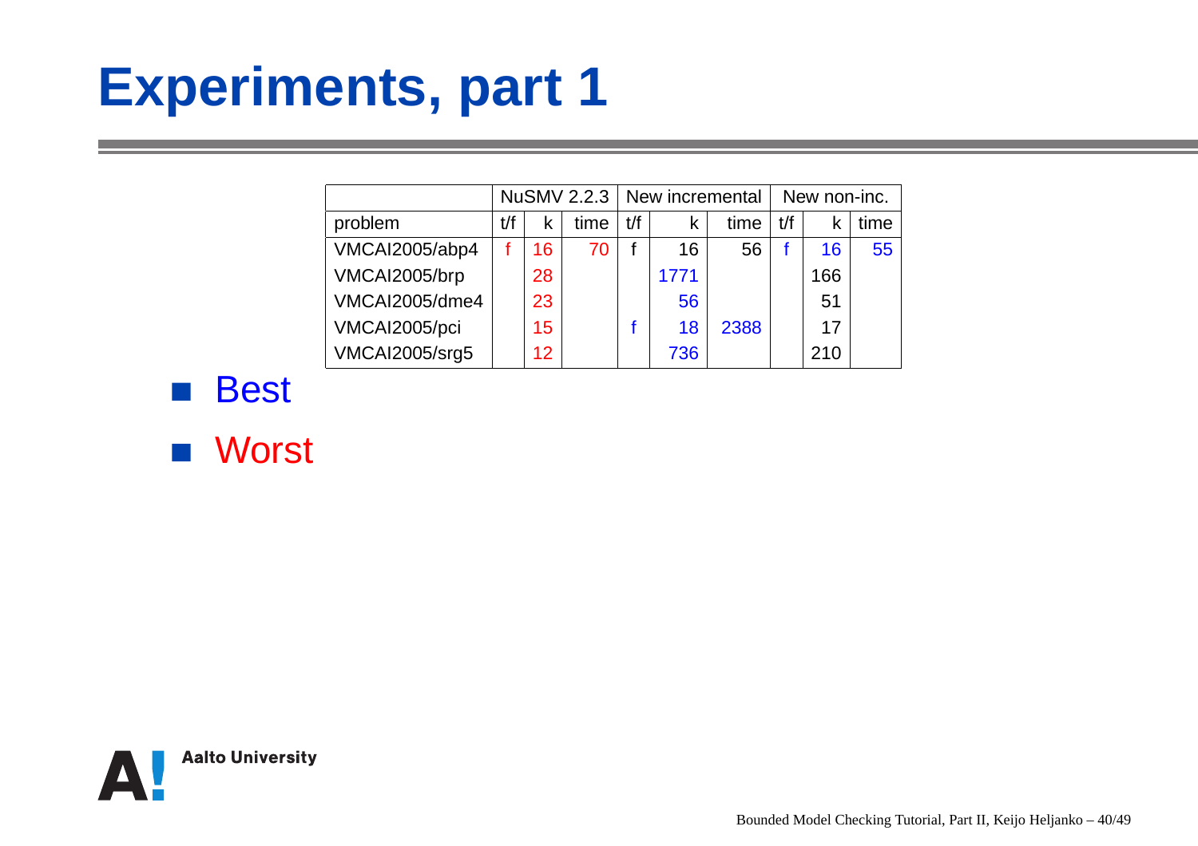# Experiments, part 1

| | NuSMV 2.2.3 | | | New incremental | | | New non-inc. | | |
|---|---|---|---|---|---|---|---|---|---|
| problem | t/f | k | time | t/f | k | time | t/f | k | time |
| VMCAI2005/abp4 | f | 16 | 70 | f | 16 | 56 | f | 16 | 55 |
| VMCAI2005/brp | | 28 | | | 1771 | | | 166 | |
| VMCAI2005/dme4 | | 23 | | | 56 | | | 51 | |
| VMCAI2005/pci | | 15 | | f | 18 | 2388 | | 17 | |
| VMCAI2005/srg5 | | 12 | | | 736 | | | 210 | |

- Best
- Worst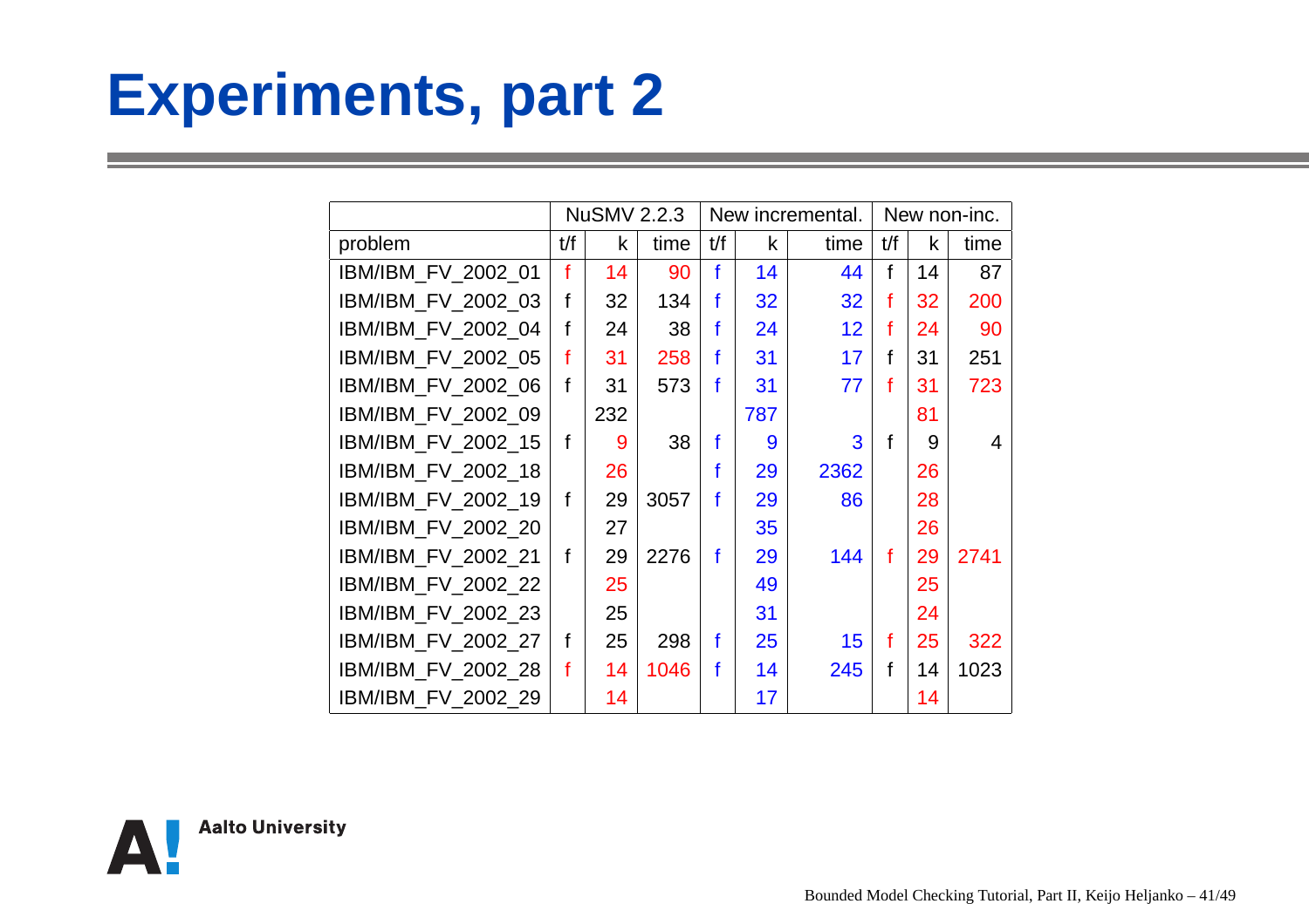# Experiments, part 2

| | NuSMV 2.2.3 | | | New incremental. | | | New non-inc. | | |
|---|---|---|---|---|---|---|---|---|---|
| problem | t/f | k | time | t/f | k | time | t/f | k | time |
| IBM/IBM_FV_2002_01 | f | 14 | 90 | f | 14 | 44 | f | 14 | 87 |
| IBM/IBM_FV_2002_03 | f | 32 | 134 | f | 32 | 32 | f | 32 | 200 |
| IBM/IBM_FV_2002_04 | f | 24 | 38 | f | 24 | 12 | f | 24 | 90 |
| IBM/IBM_FV_2002_05 | f | 31 | 258 | f | 31 | 17 | f | 31 | 251 |
| IBM/IBM_FV_2002_06 | f | 31 | 573 | f | 31 | 77 | f | 31 | 723 |
| IBM/IBM_FV_2002_09 | | 232 | | | 787 | | | 81 | |
| IBM/IBM_FV_2002_15 | f | 9 | 38 | f | 9 | 3 | f | 9 | 4 |
| IBM/IBM_FV_2002_18 | | 26 | | f | 29 | 2362 | | 26 | |
| IBM/IBM_FV_2002_19 | f | 29 | 3057 | f | 29 | 86 | | 28 | |
| IBM/IBM_FV_2002_20 | | 27 | | | 35 | | | 26 | |
| IBM/IBM_FV_2002_21 | f | 29 | 2276 | f | 29 | 144 | f | 29 | 2741 |
| IBM/IBM_FV_2002_22 | | 25 | | | 49 | | | 25 | |
| IBM/IBM_FV_2002_23 | | 25 | | | 31 | | | 24 | |
| IBM/IBM_FV_2002_27 | f | 25 | 298 | f | 25 | 15 | f | 25 | 322 |
| IBM/IBM_FV_2002_28 | f | 14 | 1046 | f | 14 | 245 | f | 14 | 1023 |
| IBM/IBM_FV_2002_29 | | 14 | | | 17 | | | 14 | |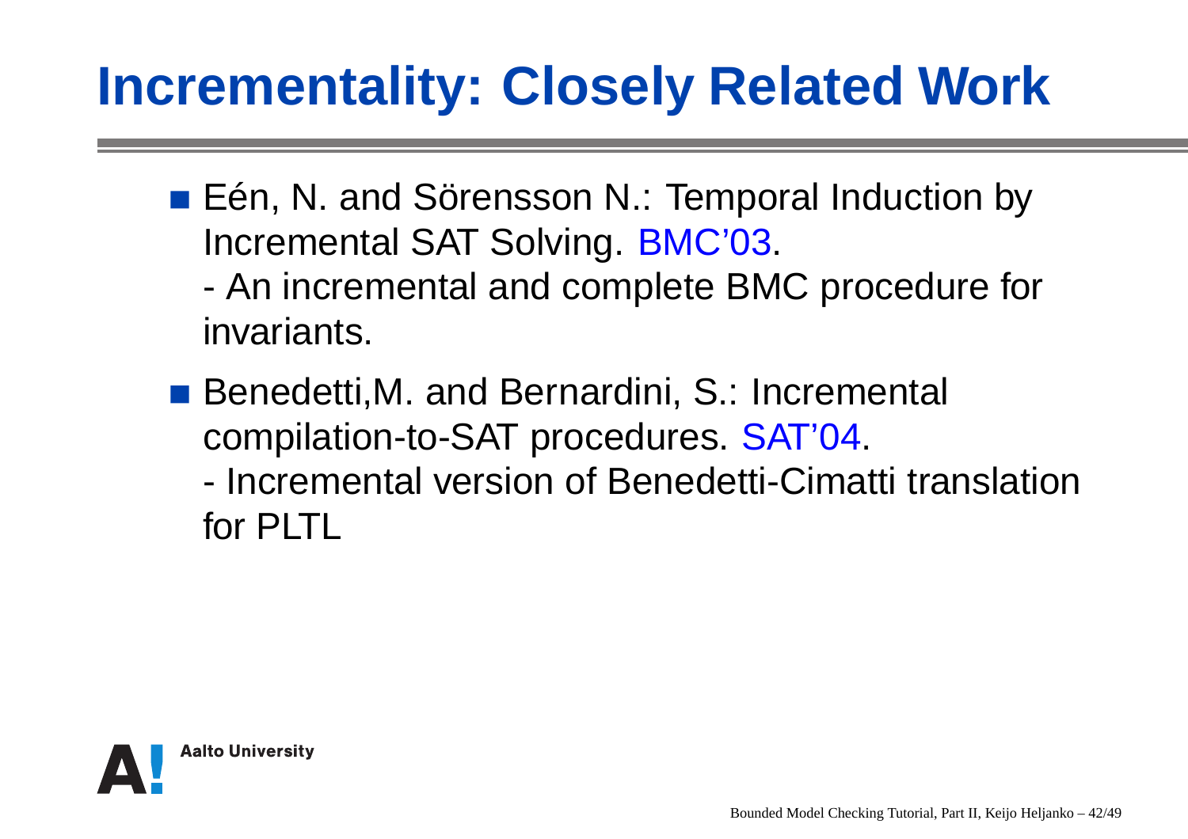# Incrementality: Closely Related Work

- Eén, N. and Sörensson N.: Temporal Induction by Incremental SAT Solving. BMC'03.
  - An incremental and complete BMC procedure for invariants.
- Benedetti,M. and Bernardini, S.: Incremental compilation-to-SAT procedures. SAT'04.
  - Incremental version of Benedetti-Cimatti translation for PLTL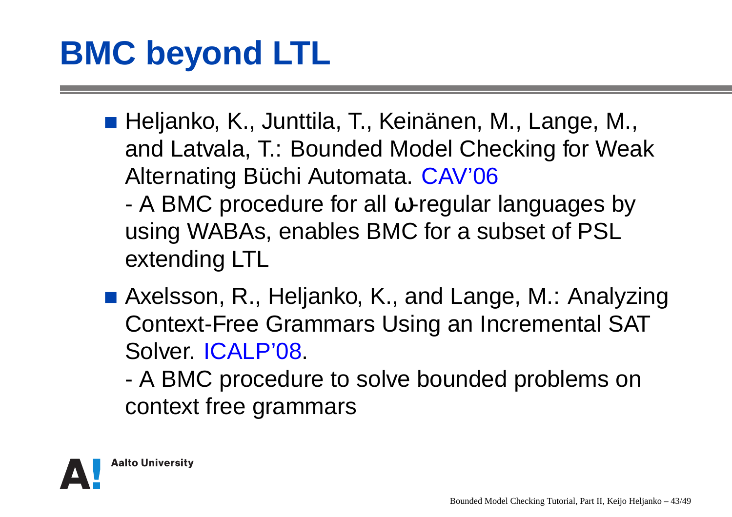# BMC beyond LTL

- Heljanko, K., Junttila, T., Keinänen, M., Lange, M., and Latvala, T.: Bounded Model Checking for Weak Alternating Büchi Automata. CAV'06
  - A BMC procedure for all $\omega$-regular languages by using WABAs, enables BMC for a subset of PSL extending LTL
- Axelsson, R., Heljanko, K., and Lange, M.: Analyzing Context-Free Grammars Using an Incremental SAT Solver. ICALP'08.
  - A BMC procedure to solve bounded problems on context free grammars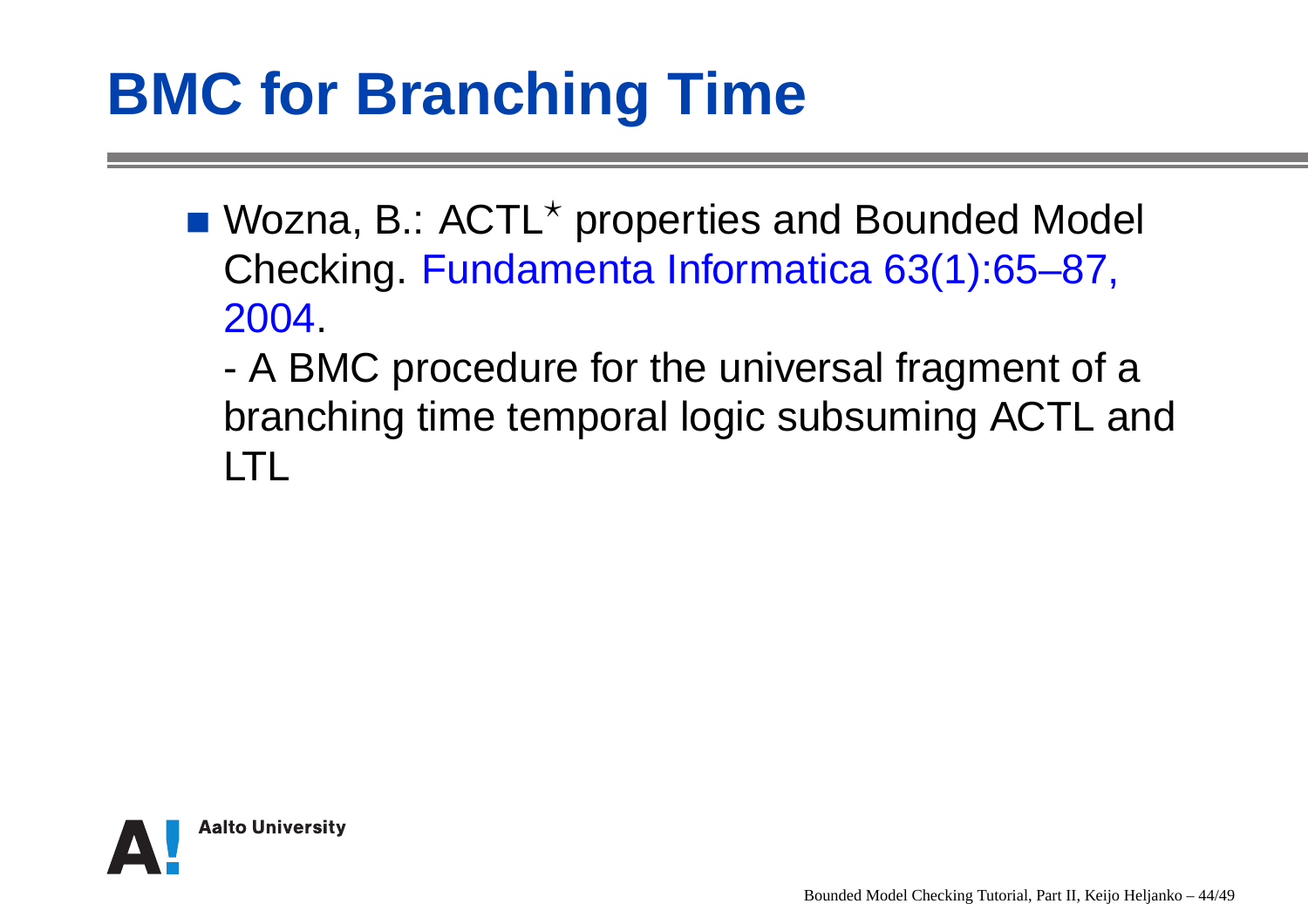# BMC for Branching Time

- Wozna, B.: ACTL$^\star$ properties and Bounded Model Checking. Fundamenta Informatica 63(1):65–87, 2004.

  - A BMC procedure for the universal fragment of a branching time temporal logic subsuming ACTL and LTL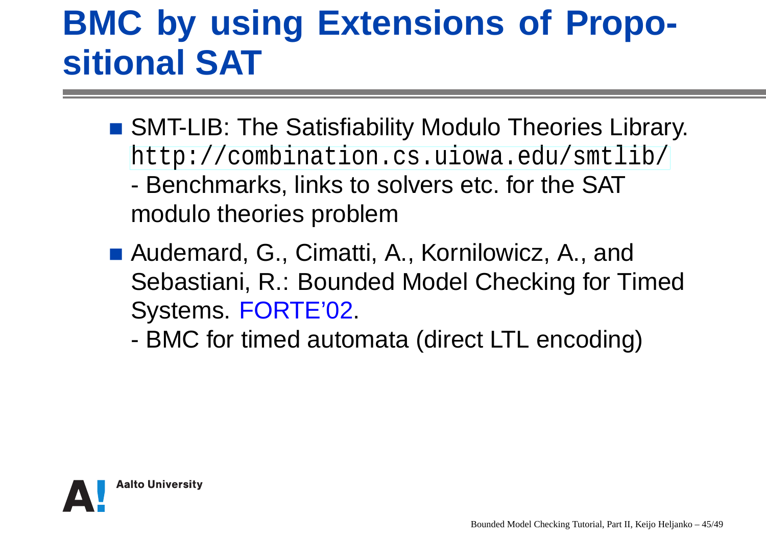# BMC by using Extensions of Propositional SAT

- SMT-LIB: The Satisfiability Modulo Theories Library. `http://combination.cs.uiowa.edu/smtlib/`
  - Benchmarks, links to solvers etc. for the SAT modulo theories problem
- Audemard, G., Cimatti, A., Kornilowicz, A., and Sebastiani, R.: Bounded Model Checking for Timed Systems. FORTE'02.
  - BMC for timed automata (direct LTL encoding)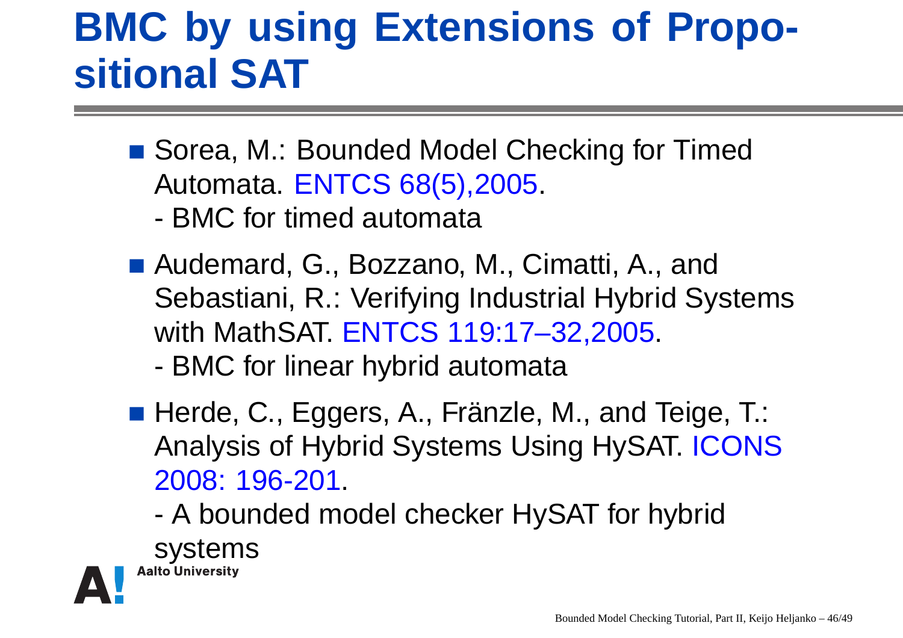# BMC by using Extensions of Propositional SAT

- Sorea, M.: Bounded Model Checking for Timed Automata. ENTCS 68(5),2005.
  - BMC for timed automata
- Audemard, G., Bozzano, M., Cimatti, A., and Sebastiani, R.: Verifying Industrial Hybrid Systems with MathSAT. ENTCS 119:17–32,2005.
  - BMC for linear hybrid automata
- Herde, C., Eggers, A., Fränzle, M., and Teige, T.: Analysis of Hybrid Systems Using HySAT. ICONS 2008: 196-201.
  - A bounded model checker HySAT for hybrid systems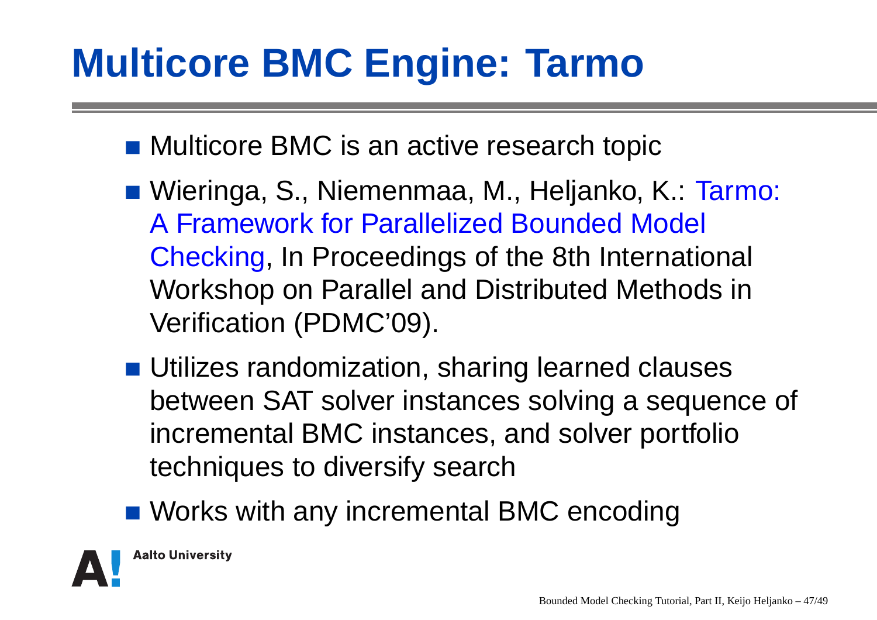# Multicore BMC Engine: Tarmo

- Multicore BMC is an active research topic
- Wieringa, S., Niemenmaa, M., Heljanko, K.: Tarmo: A Framework for Parallelized Bounded Model Checking, In Proceedings of the 8th International Workshop on Parallel and Distributed Methods in Verification (PDMC'09).
- Utilizes randomization, sharing learned clauses between SAT solver instances solving a sequence of incremental BMC instances, and solver portfolio techniques to diversify search
- Works with any incremental BMC encoding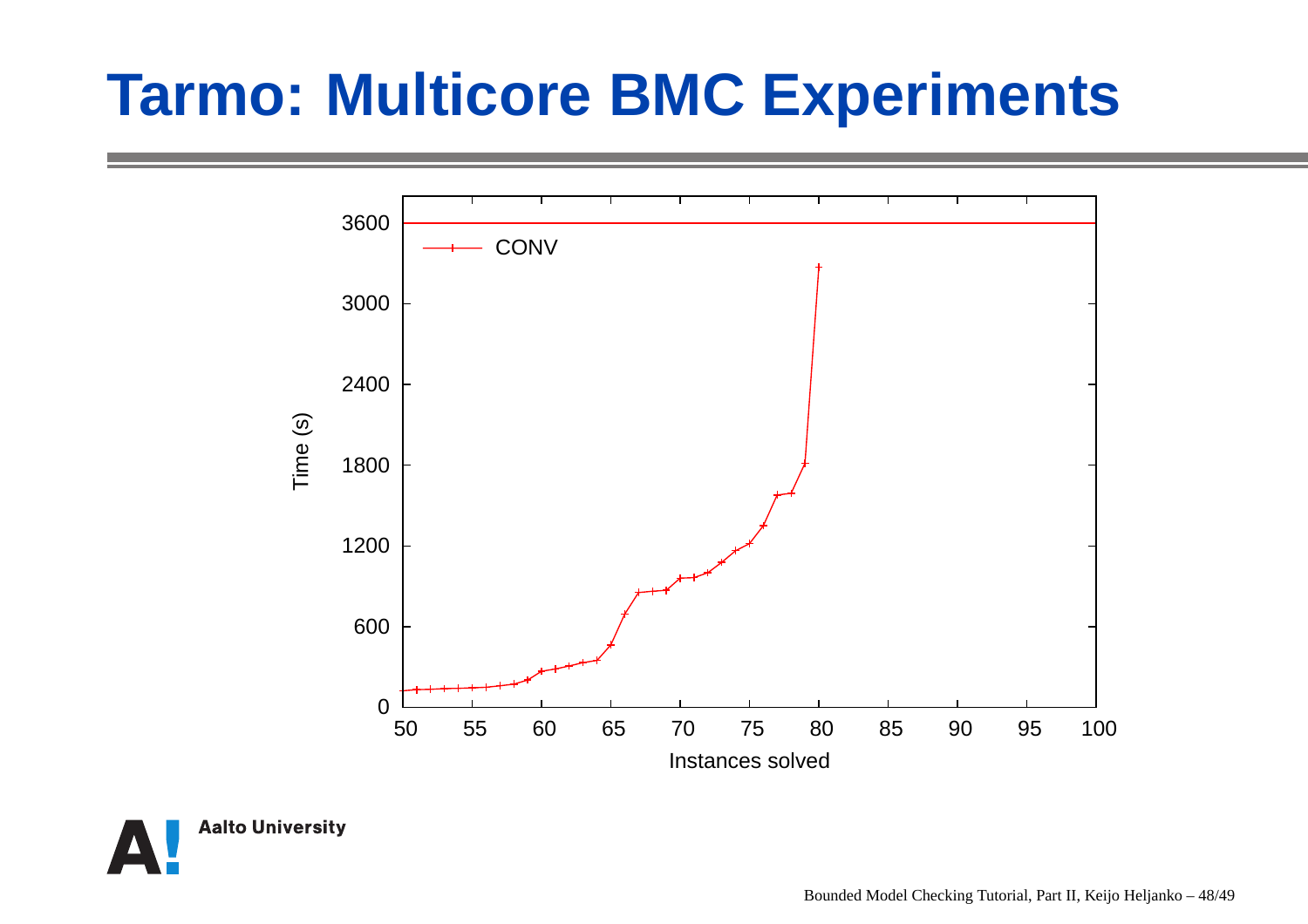# Tarmo: Multicore BMC Experiments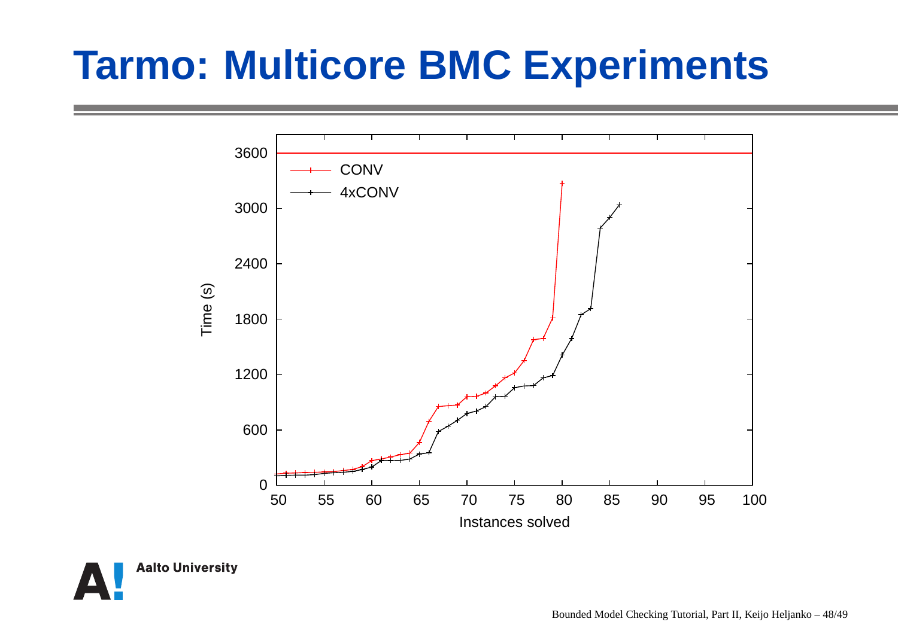# Tarmo: Multicore BMC Experiments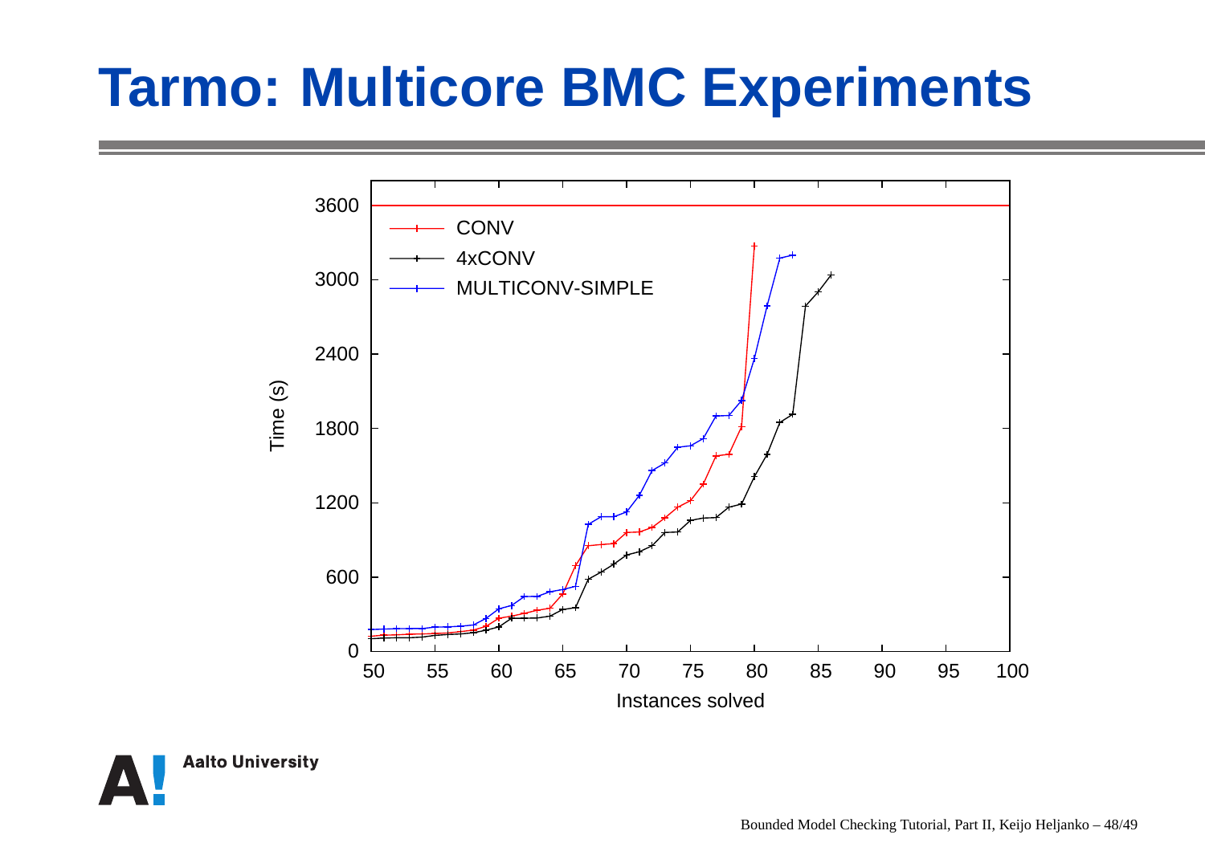# Tarmo: Multicore BMC Experiments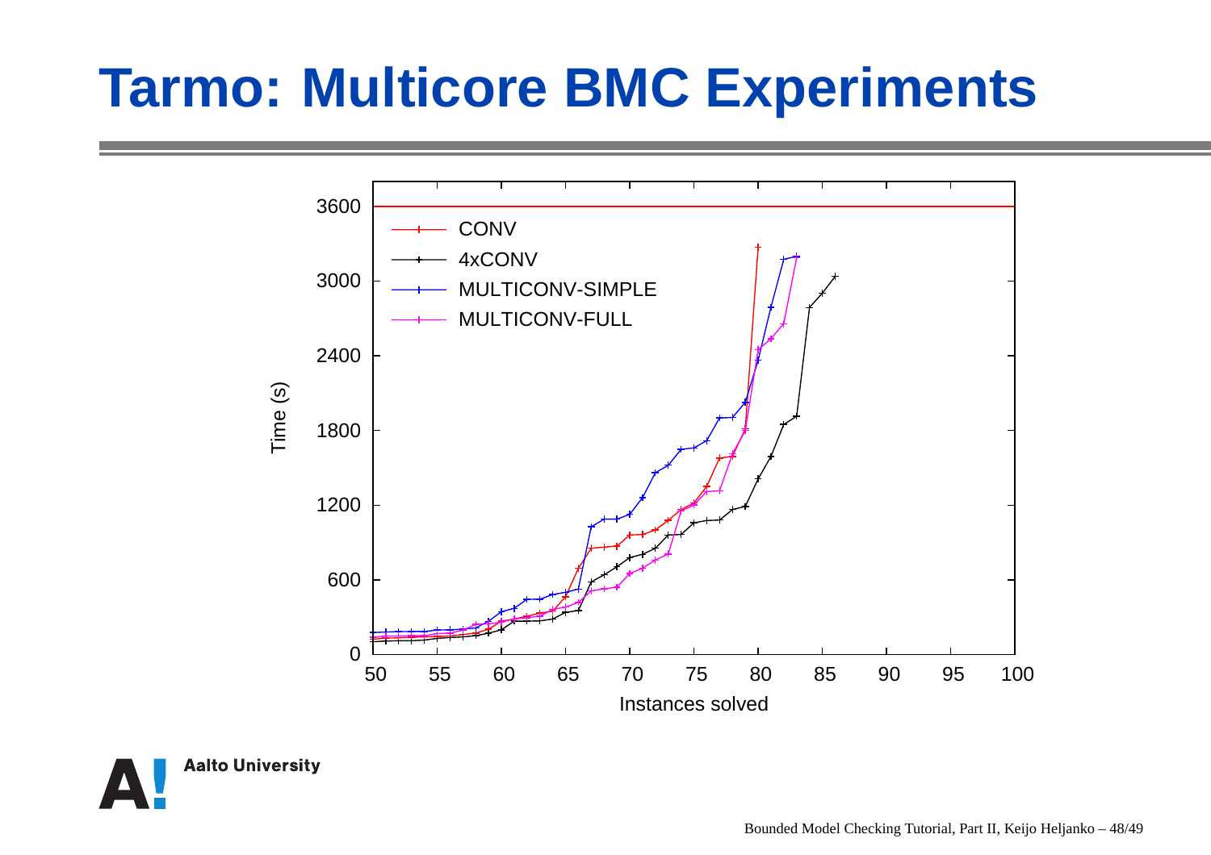# Tarmo: Multicore BMC Experiments

Legend: CONV, 4xCONV, MULTICONV-SIMPLE, MULTICONV-FULL

Time (s)

Instances solved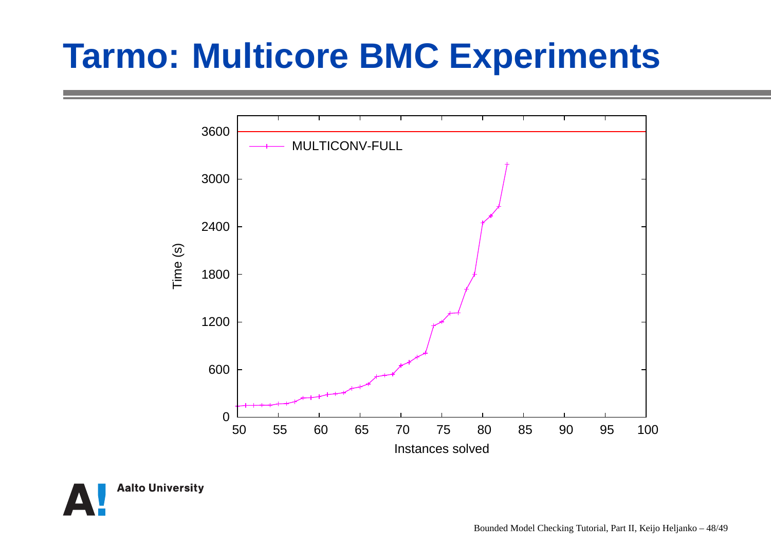# Tarmo: Multicore BMC Experiments

Time (s)

MULTICONV-FULL

Instances solved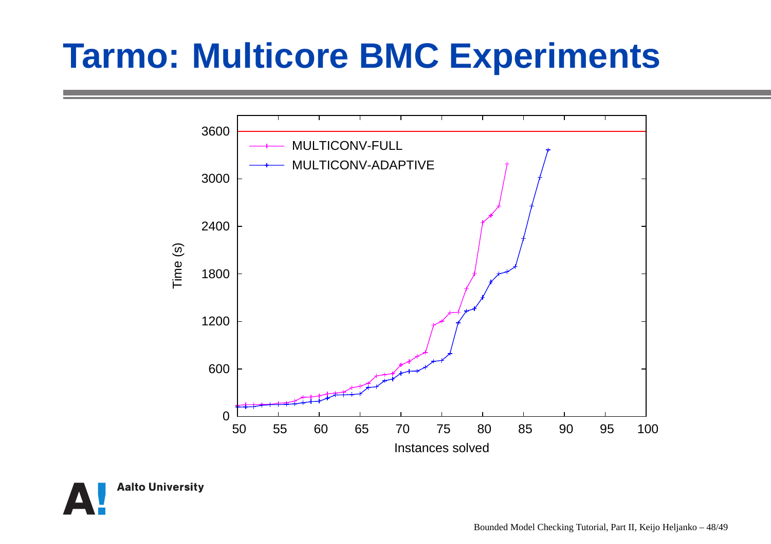# Tarmo: Multicore BMC Experiments

| Instances solved | MULTICONV-FULL Time (s) | MULTICONV-ADAPTIVE Time (s) |
|---|---|---|

Time (s)

3600, 3000, 2400, 1800, 1200, 600, 0

MULTICONV-FULL

MULTICONV-ADAPTIVE

50, 55, 60, 65, 70, 75, 80, 85, 90, 95, 100

Instances solved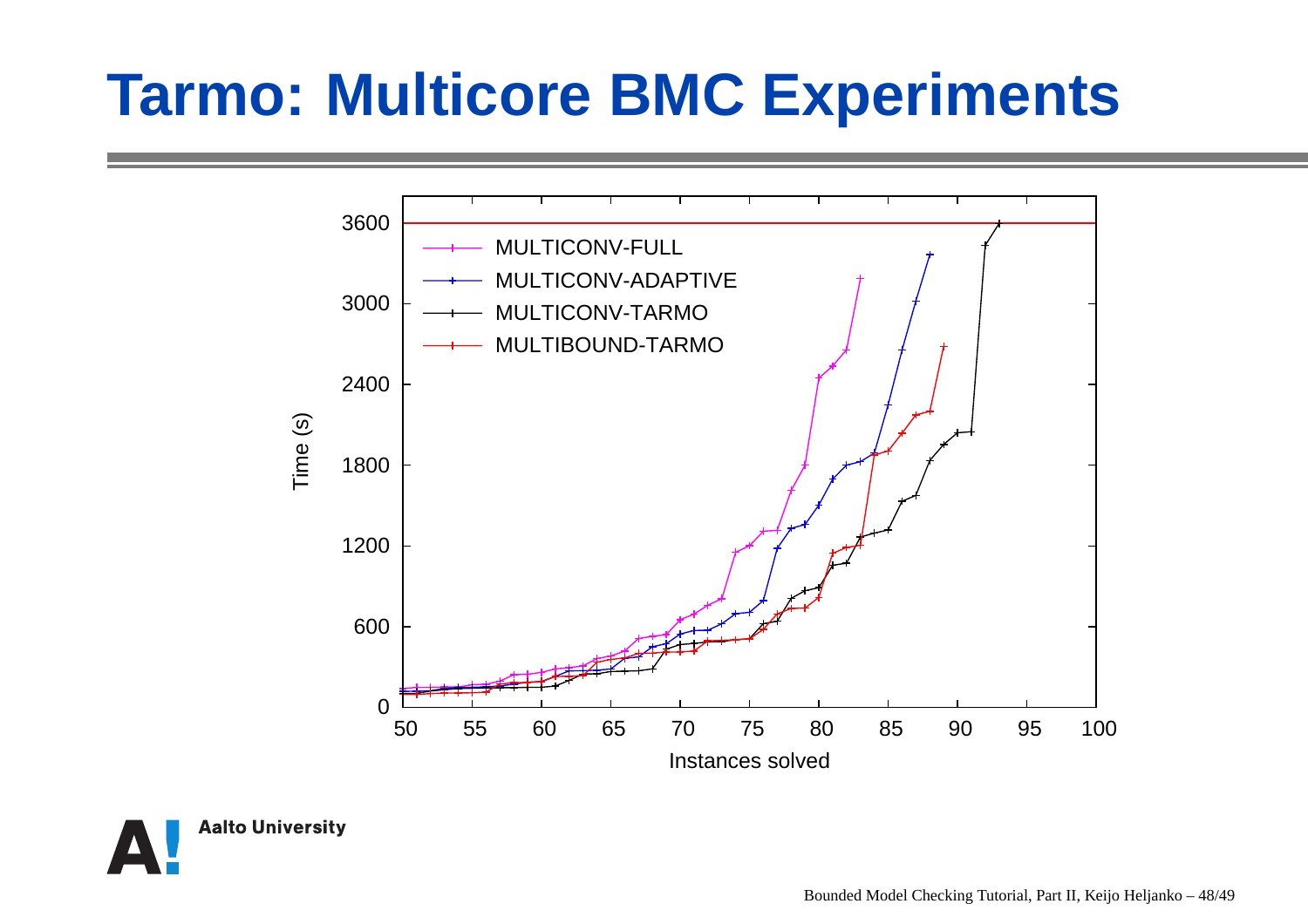# Tarmo: Multicore BMC Experiments

Time (s)

3600

3000

2400

1800

1200

600

0

50 55 60 65 70 75 80 85 90 95 100

Instances solved

MULTICONV-FULL
MULTICONV-ADAPTIVE
MULTICONV-TARMO
MULTIBOUND-TARMO

Aalto University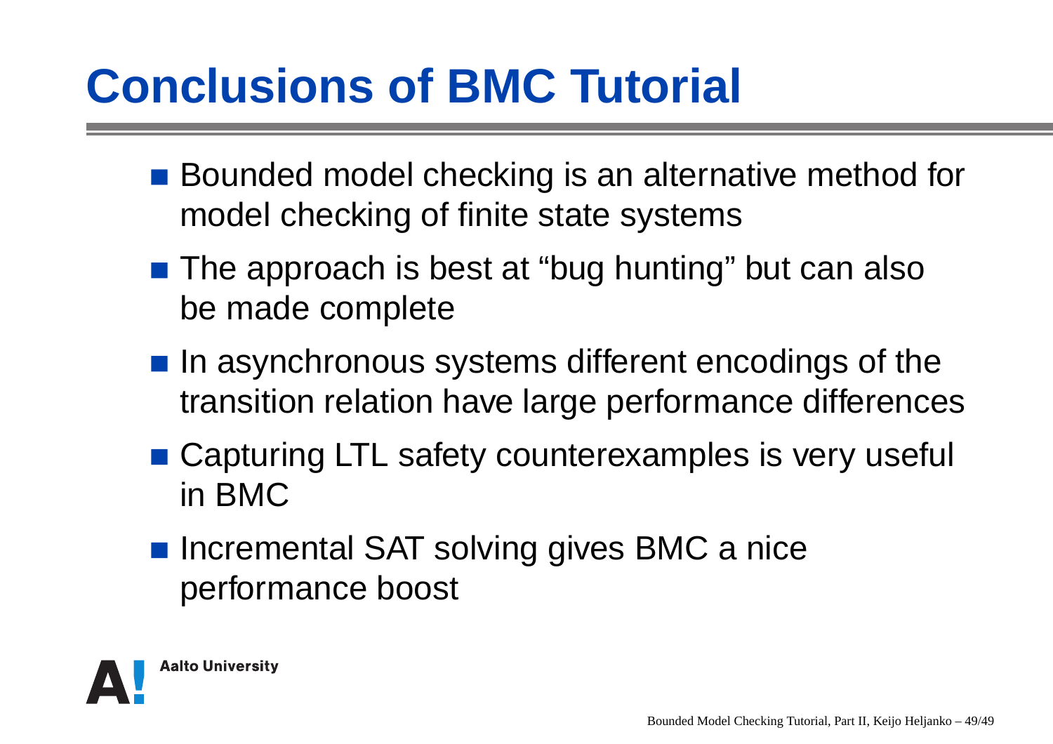# Conclusions of BMC Tutorial

- Bounded model checking is an alternative method for model checking of finite state systems
- The approach is best at "bug hunting" but can also be made complete
- In asynchronous systems different encodings of the transition relation have large performance differences
- Capturing LTL safety counterexamples is very useful in BMC
- Incremental SAT solving gives BMC a nice performance boost